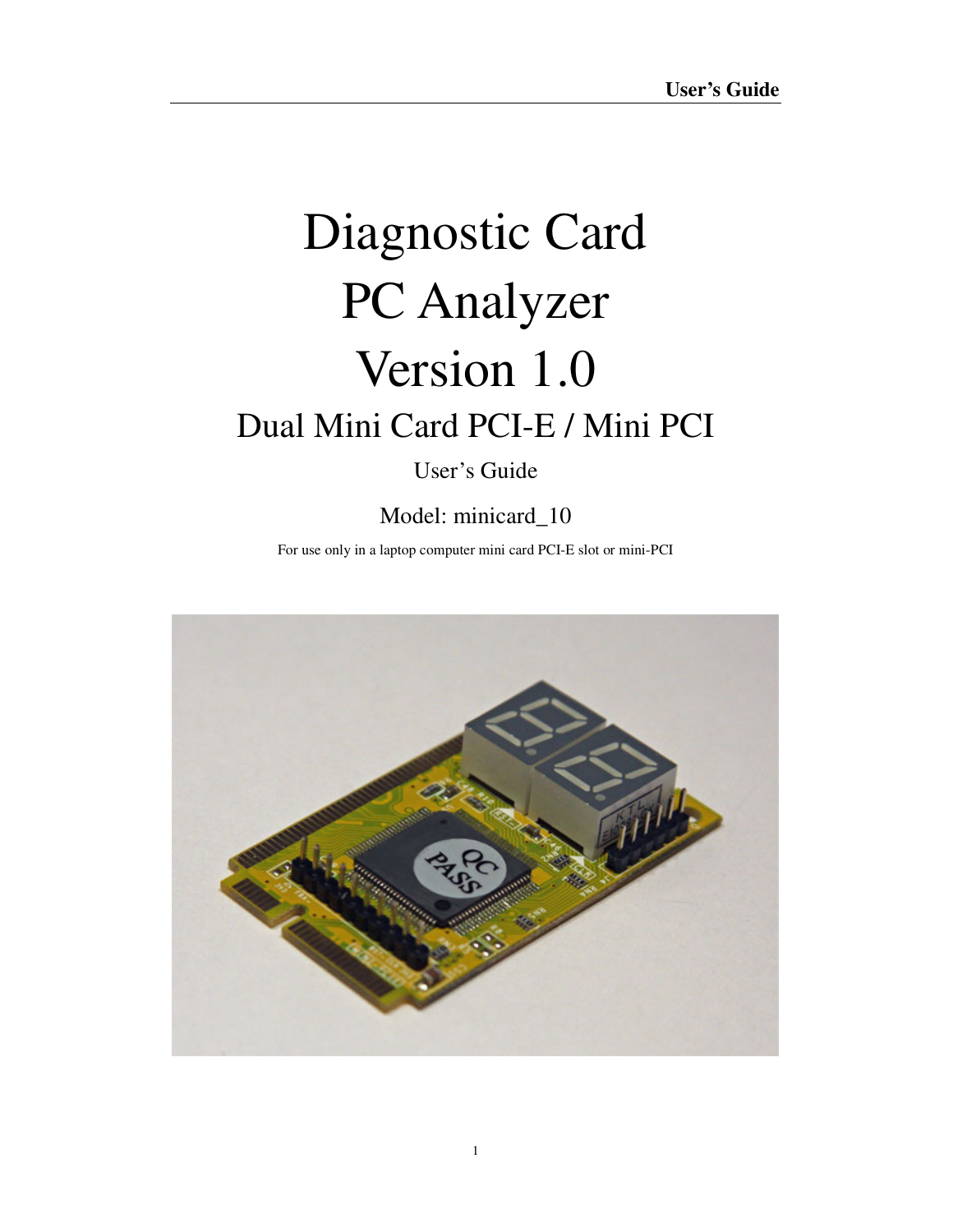# Diagnostic Card
# PC Analyzer
# Version 1.0

## Dual Mini Card PCI-E / Mini PCI

User's Guide

Model: minicard_10

For use only in a laptop computer mini card PCI-E slot or mini-PCI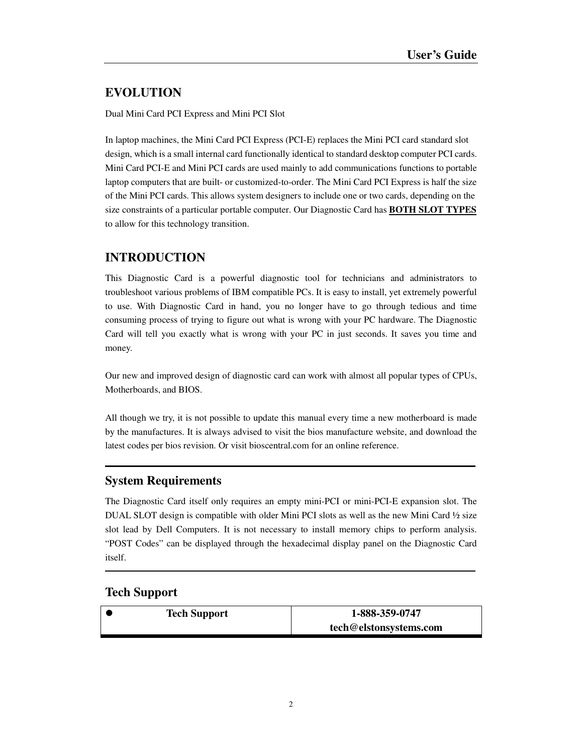## EVOLUTION

Dual Mini Card PCI Express and Mini PCI Slot

In laptop machines, the Mini Card PCI Express (PCI-E) replaces the Mini PCI card standard slot design, which is a small internal card functionally identical to standard desktop computer PCI cards. Mini Card PCI-E and Mini PCI cards are used mainly to add communications functions to portable laptop computers that are built- or customized-to-order. The Mini Card PCI Express is half the size of the Mini PCI cards. This allows system designers to include one or two cards, depending on the size constraints of a particular portable computer. Our Diagnostic Card has **BOTH SLOT TYPES** to allow for this technology transition.

## INTRODUCTION

This Diagnostic Card is a powerful diagnostic tool for technicians and administrators to troubleshoot various problems of IBM compatible PCs. It is easy to install, yet extremely powerful to use. With Diagnostic Card in hand, you no longer have to go through tedious and time consuming process of trying to figure out what is wrong with your PC hardware. The Diagnostic Card will tell you exactly what is wrong with your PC in just seconds. It saves you time and money.

Our new and improved design of diagnostic card can work with almost all popular types of CPUs, Motherboards, and BIOS.

All though we try, it is not possible to update this manual every time a new motherboard is made by the manufactures. It is always advised to visit the bios manufacture website, and download the latest codes per bios revision. Or visit bioscentral.com for an online reference.

---

### System Requirements

The Diagnostic Card itself only requires an empty mini-PCI or mini-PCI-E expansion slot. The DUAL SLOT design is compatible with older Mini PCI slots as well as the new Mini Card ½ size slot lead by Dell Computers. It is not necessary to install memory chips to perform analysis. "POST Codes" can be displayed through the hexadecimal display panel on the Diagnostic Card itself.

---

### Tech Support

| | |
|---|---|
| ● **Tech Support** | **1-888-359-0747**<br>**tech@elstonsystems.com** |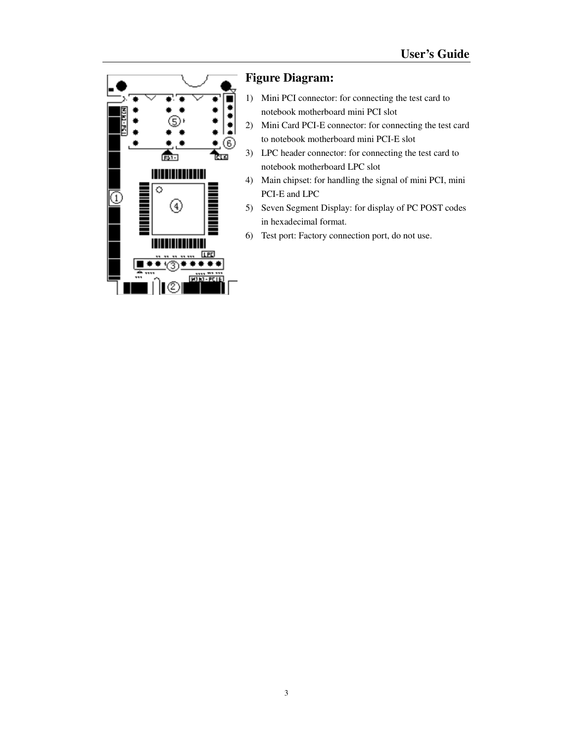## Figure Diagram:

1) Mini PCI connector: for connecting the test card to notebook motherboard mini PCI slot
2) Mini Card PCI-E connector: for connecting the test card to notebook motherboard mini PCI-E slot
3) LPC header connector: for connecting the test card to notebook motherboard LPC slot
4) Main chipset: for handling the signal of mini PCI, mini PCI-E and LPC
5) Seven Segment Display: for display of PC POST codes in hexadecimal format.
6) Test port: Factory connection port, do not use.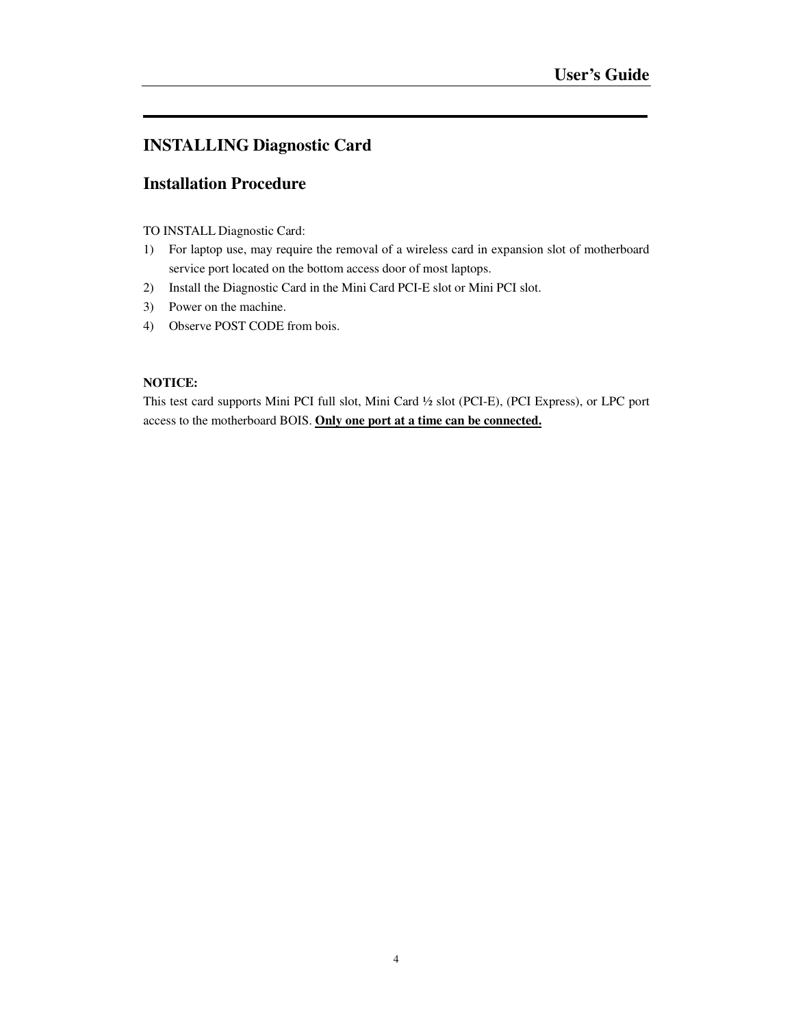## INSTALLING Diagnostic Card

## Installation Procedure

TO INSTALL Diagnostic Card:

1) For laptop use, may require the removal of a wireless card in expansion slot of motherboard service port located on the bottom access door of most laptops.
2) Install the Diagnostic Card in the Mini Card PCI-E slot or Mini PCI slot.
3) Power on the machine.
4) Observe POST CODE from bois.

**NOTICE:**

This test card supports Mini PCI full slot, Mini Card ½ slot (PCI-E), (PCI Express), or LPC port access to the motherboard BOIS. **<u>Only one port at a time can be connected.</u>**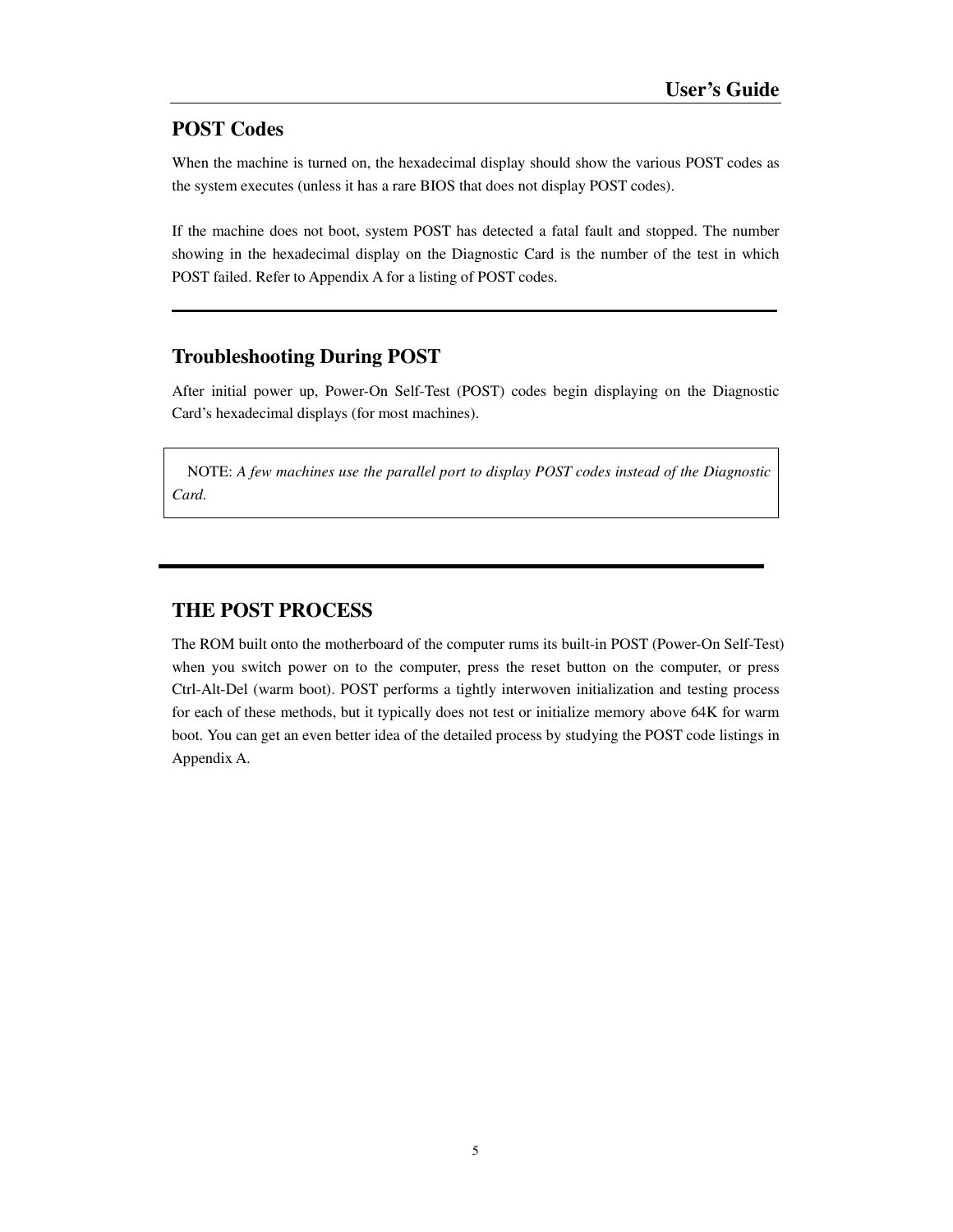## POST Codes

When the machine is turned on, the hexadecimal display should show the various POST codes as the system executes (unless it has a rare BIOS that does not display POST codes).

If the machine does not boot, system POST has detected a fatal fault and stopped. The number showing in the hexadecimal display on the Diagnostic Card is the number of the test in which POST failed. Refer to Appendix A for a listing of POST codes.

---

## Troubleshooting During POST

After initial power up, Power-On Self-Test (POST) codes begin displaying on the Diagnostic Card's hexadecimal displays (for most machines).

> NOTE: *A few machines use the parallel port to display POST codes instead of the Diagnostic Card.*

---

## THE POST PROCESS

The ROM built onto the motherboard of the computer rums its built-in POST (Power-On Self-Test) when you switch power on to the computer, press the reset button on the computer, or press Ctrl-Alt-Del (warm boot). POST performs a tightly interwoven initialization and testing process for each of these methods, but it typically does not test or initialize memory above 64K for warm boot. You can get an even better idea of the detailed process by studying the POST code listings in Appendix A.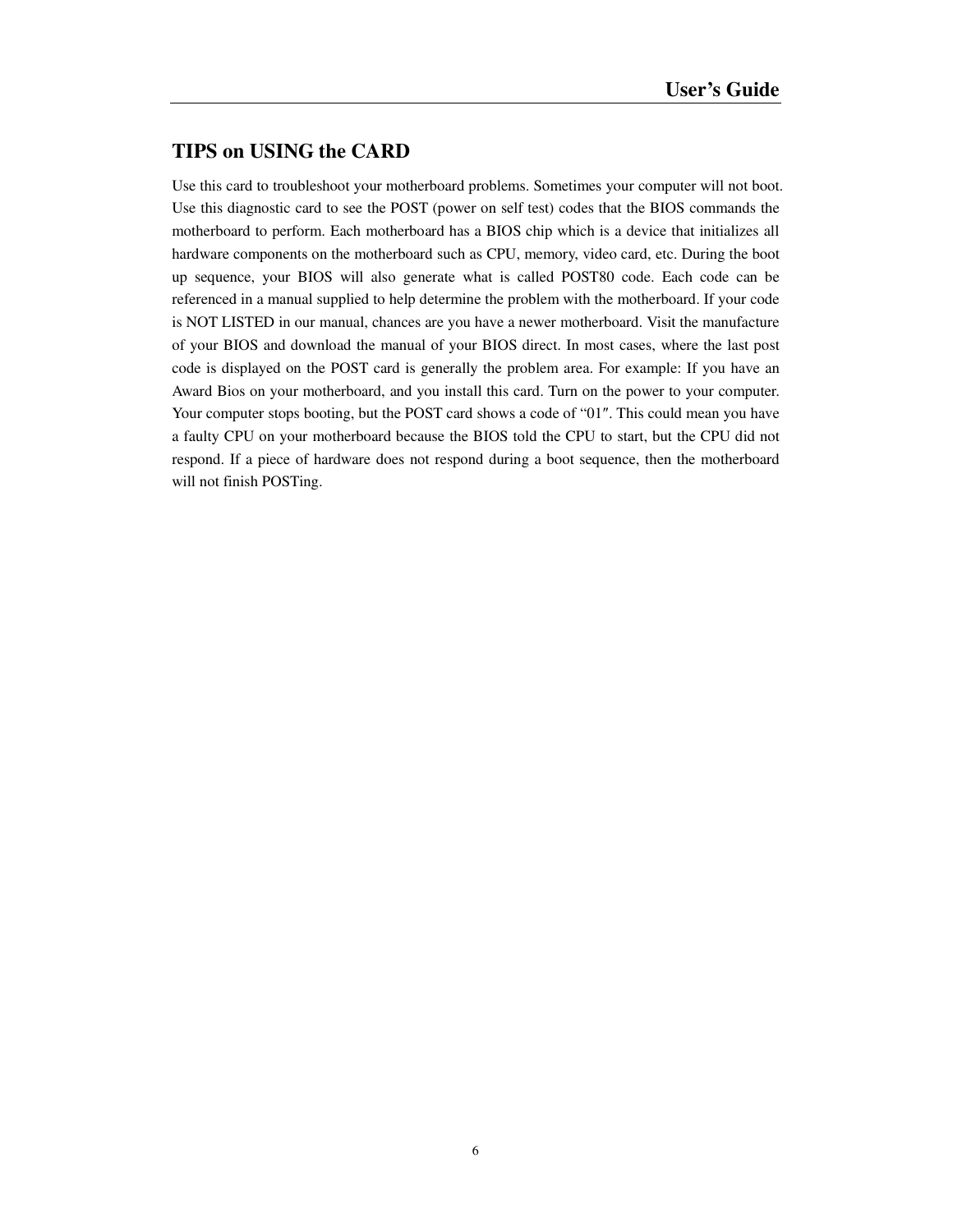## TIPS on USING the CARD

Use this card to troubleshoot your motherboard problems. Sometimes your computer will not boot. Use this diagnostic card to see the POST (power on self test) codes that the BIOS commands the motherboard to perform. Each motherboard has a BIOS chip which is a device that initializes all hardware components on the motherboard such as CPU, memory, video card, etc. During the boot up sequence, your BIOS will also generate what is called POST80 code. Each code can be referenced in a manual supplied to help determine the problem with the motherboard. If your code is NOT LISTED in our manual, chances are you have a newer motherboard. Visit the manufacture of your BIOS and download the manual of your BIOS direct. In most cases, where the last post code is displayed on the POST card is generally the problem area. For example: If you have an Award Bios on your motherboard, and you install this card. Turn on the power to your computer. Your computer stops booting, but the POST card shows a code of "01″. This could mean you have a faulty CPU on your motherboard because the BIOS told the CPU to start, but the CPU did not respond. If a piece of hardware does not respond during a boot sequence, then the motherboard will not finish POSTing.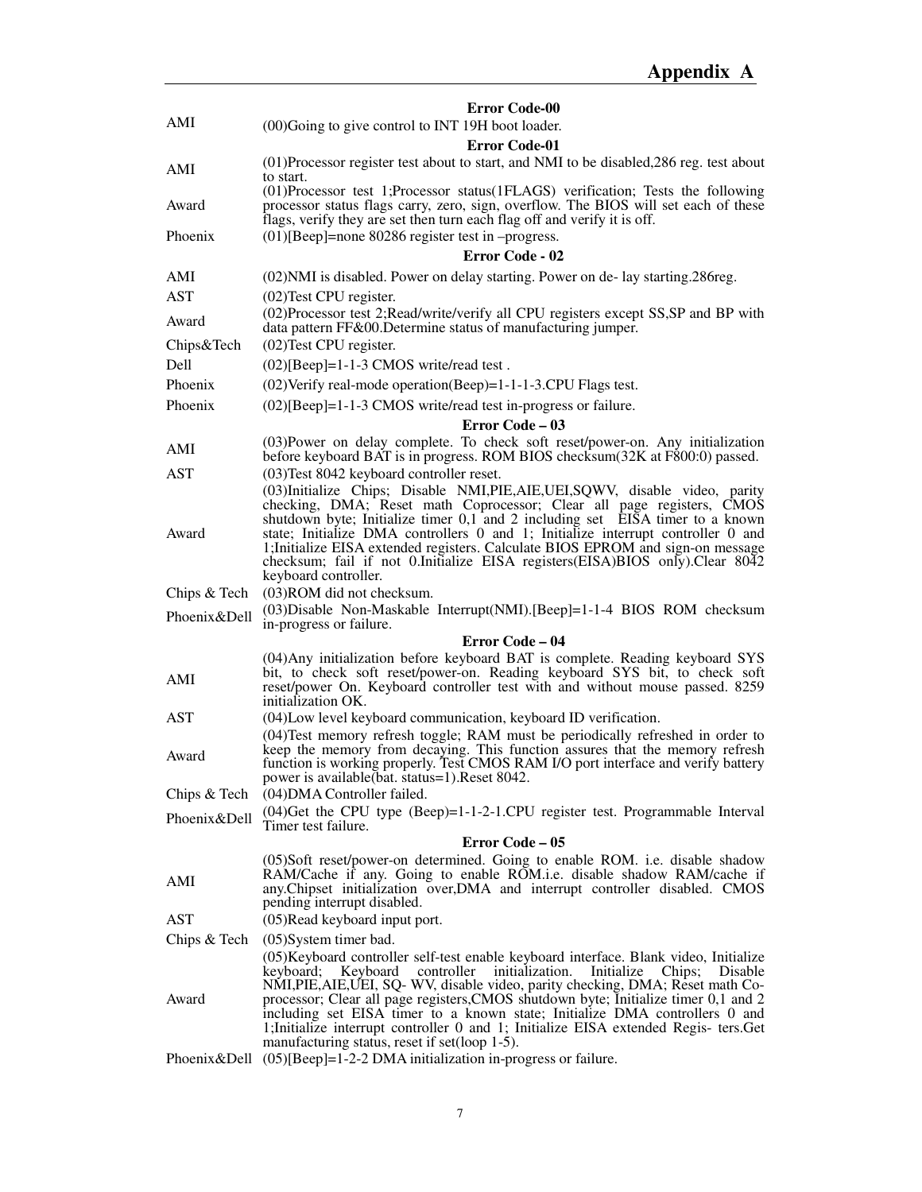# Appendix A

| | Error Code-00 |
|---|---|
| AMI | (00)Going to give control to INT 19H boot loader. |
| | **Error Code-01** |
| AMI | (01)Processor register test about to start, and NMI to be disabled,286 reg. test about to start. |
| Award | (01)Processor test 1;Processor status(1FLAGS) verification; Tests the following processor status flags carry, zero, sign, overflow. The BIOS will set each of these flags, verify they are set then turn each flag off and verify it is off. |
| Phoenix | (01)[Beep]=none 80286 register test in –progress. |
| | **Error Code - 02** |
| AMI | (02)NMI is disabled. Power on delay starting. Power on de- lay starting.286reg. |
| AST | (02)Test CPU register. |
| Award | (02)Processor test 2;Read/write/verify all CPU registers except SS,SP and BP with data pattern FF&00.Determine status of manufacturing jumper. |
| Chips&Tech | (02)Test CPU register. |
| Dell | (02)[Beep]=1-1-3 CMOS write/read test . |
| Phoenix | (02)Verify real-mode operation(Beep)=1-1-1-3.CPU Flags test. |
| Phoenix | (02)[Beep]=1-1-3 CMOS write/read test in-progress or failure. |
| | **Error Code – 03** |
| AMI | (03)Power on delay complete. To check soft reset/power-on. Any initialization before keyboard BAT is in progress. ROM BIOS checksum(32K at F800:0) passed. |
| AST | (03)Test 8042 keyboard controller reset. |
| Award | (03)Initialize Chips; Disable NMI,PIE,AIE,UEI,SQWV, disable video, parity checking, DMA; Reset math Coprocessor; Clear all page registers, CMOS shutdown byte; Initialize timer 0,1 and 2 including set EISA timer to a known state; Initialize DMA controllers 0 and 1; Initialize interrupt controller 0 and 1;Initialize EISA extended registers. Calculate BIOS EPROM and sign-on message checksum; fail if not 0.Initialize EISA registers(EISA)BIOS only).Clear 8042 keyboard controller. |
| Chips & Tech | (03)ROM did not checksum. |
| Phoenix&Dell | (03)Disable Non-Maskable Interrupt(NMI).[Beep]=1-1-4 BIOS ROM checksum in-progress or failure. |
| | **Error Code – 04** |
| AMI | (04)Any initialization before keyboard BAT is complete. Reading keyboard SYS bit, to check soft reset/power-on. Reading keyboard SYS bit, to check soft reset/power On. Keyboard controller test with and without mouse passed. 8259 initialization OK. |
| AST | (04)Low level keyboard communication, keyboard ID verification. |
| Award | (04)Test memory refresh toggle; RAM must be periodically refreshed in order to keep the memory from decaying. This function assures that the memory refresh function is working properly. Test CMOS RAM I/O port interface and verify battery power is available(bat. status=1).Reset 8042. |
| Chips & Tech | (04)DMA Controller failed. |
| Phoenix&Dell | (04)Get the CPU type (Beep)=1-1-2-1.CPU register test. Programmable Interval Timer test failure. |
| | **Error Code – 05** |
| AMI | (05)Soft reset/power-on determined. Going to enable ROM. i.e. disable shadow RAM/Cache if any. Going to enable ROM.i.e. disable shadow RAM/cache if any.Chipset initialization over,DMA and interrupt controller disabled. CMOS pending interrupt disabled. |
| AST | (05)Read keyboard input port. |
| Chips & Tech | (05)System timer bad. |
| Award | (05)Keyboard controller self-test enable keyboard interface. Blank video, Initialize keyboard; Keyboard controller initialization. Initialize Chips; Disable NMI,PIE,AIE,UEI, SQ- WV, disable video, parity checking, DMA; Reset math Co-processor; Clear all page registers,CMOS shutdown byte; Initialize timer 0,1 and 2 including set EISA timer to a known state; Initialize DMA controllers 0 and 1;Initialize interrupt controller 0 and 1; Initialize EISA extended Regis- ters.Get manufacturing status, reset if set(loop 1-5). |
| Phoenix&Dell | (05)[Beep]=1-2-2 DMA initialization in-progress or failure. |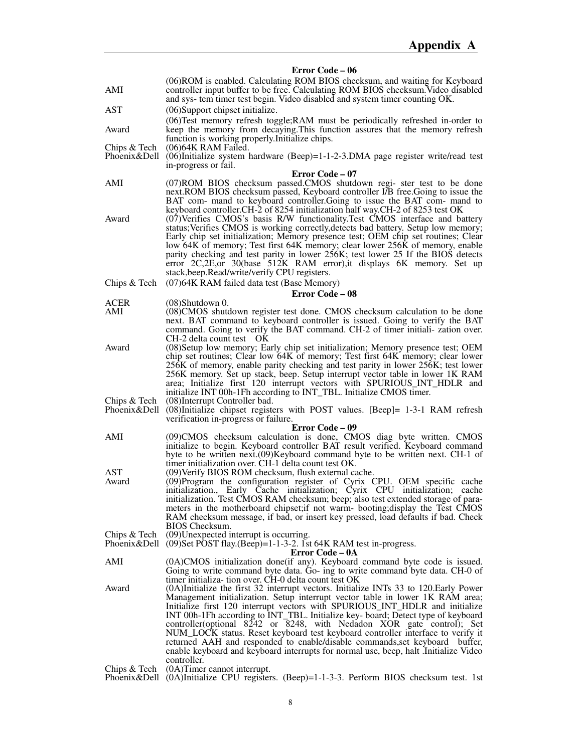## Error Code – 06

| | |
|---|---|
| AMI | (06)ROM is enabled. Calculating ROM BIOS checksum, and waiting for Keyboard controller input buffer to be free. Calculating ROM BIOS checksum.Video disabled and sys- tem timer test begin. Video disabled and system timer counting OK. |
| AST | (06)Support chipset initialize. |
| Award | (06)Test memory refresh toggle;RAM must be periodically refreshed in-order to keep the memory from decaying.This function assures that the memory refresh function is working properly.Initialize chips. |
| Chips & Tech | (06)64K RAM Failed. |
| Phoenix&Dell | (06)Initialize system hardware (Beep)=1-1-2-3.DMA page register write/read test in-progress or fail. |

## Error Code – 07

| | |
|---|---|
| AMI | (07)ROM BIOS checksum passed.CMOS shutdown regi- ster test to be done next.ROM BIOS checksum passed, Keyboard controller I/B free.Going to issue the BAT com- mand to keyboard controller.Going to issue the BAT com- mand to keyboard controller.CH-2 of 8254 initialization half way.CH-2 of 8253 test OK |
| Award | (07)Verifies CMOS's basis R/W functionality.Test CMOS interface and battery status;Verifies CMOS is working correctly,detects bad battery. Setup low memory; Early chip set initialization; Memory presence test; OEM chip set routines; Clear low 64K of memory; Test first 64K memory; clear lower 256K of memory, enable parity checking and test parity in lower 256K; test lower 25 If the BIOS detects error 2C,2E,or 30(base 512K RAM error),it displays 6K memory. Set up stack,beep.Read/write/verify CPU registers. |
| Chips & Tech | (07)64K RAM failed data test (Base Memory) |

## Error Code – 08

| | |
|---|---|
| ACER | (08)Shutdown 0. |
| AMI | (08)CMOS shutdown register test done. CMOS checksum calculation to be done next. BAT command to keyboard controller is issued. Going to verify the BAT command. Going to verify the BAT command. CH-2 of timer initiali- zation over. CH-2 delta count test OK |
| Award | (08)Setup low memory; Early chip set initialization; Memory presence test; OEM chip set routines; Clear low 64K of memory; Test first 64K memory; clear lower 256K of memory, enable parity checking and test parity in lower 256K; test lower 256K memory. Set up stack, beep. Setup interrupt vector table in lower 1K RAM area; Initialize first 120 interrupt vectors with SPURIOUS_INT_HDLR and initialize INT 00h-1Fh according to INT_TBL. Initialize CMOS timer. |
| Chips & Tech | (08)Interrupt Controller bad. |
| Phoenix&Dell | (08)Initialize chipset registers with POST values. [Beep]= 1-3-1 RAM refresh verification in-progress or failure. |

## Error Code – 09

| | |
|---|---|
| AMI | (09)CMOS checksum calculation is done, CMOS diag byte written. CMOS initialize to begin. Keyboard controller BAT result verified. Keyboard command byte to be written next.(09)Keyboard command byte to be written next. CH-1 of timer initialization over. CH-1 delta count test OK. |
| AST | (09)Verify BIOS ROM checksum, flush external cache. |
| Award | (09)Program the configuration register of Cyrix CPU. OEM specific cache initialization., Early Cache initialization; Cyrix CPU initialization; cache initialization. Test CMOS RAM checksum; beep; also test extended storage of para- meters in the motherboard chipset;if not warm- booting;display the Test CMOS RAM checksum message, if bad, or insert key pressed, load defaults if bad. Check BIOS Checksum. |
| Chips & Tech | (09)Unexpected interrupt is occurring. |
| Phoenix&Dell | (09)Set POST flay.(Beep)=1-1-3-2. 1st 64K RAM test in-progress. |

## Error Code – 0A

| | |
|---|---|
| AMI | (0A)CMOS initialization done(if any). Keyboard command byte code is issued. Going to write command byte data. Go- ing to write command byte data. CH-0 of timer initializa- tion over. CH-0 delta count test OK |
| Award | (0A)Initialize the first 32 interrupt vectors. Initialize INTs 33 to 120.Early Power Management initialization. Setup interrupt vector table in lower 1K RAM area; Initialize first 120 interrupt vectors with SPURIOUS_INT_HDLR and initialize INT 00h-1Fh according to INT_TBL. Initialize key- board; Detect type of keyboard controller(optional 8242 or 8248, with Nedadon XOR gate control); Set NUM_LOCK status. Reset keyboard test keyboard controller interface to verify it returned AAH and responded to enable/disable commands,set keyboard buffer, enable keyboard and keyboard interrupts for normal use, beep, halt .Initialize Video controller. |
| Chips & Tech | (0A)Timer cannot interrupt. |
| Phoenix&Dell | (0A)Initialize CPU registers. (Beep)=1-1-3-3. Perform BIOS checksum test. 1st |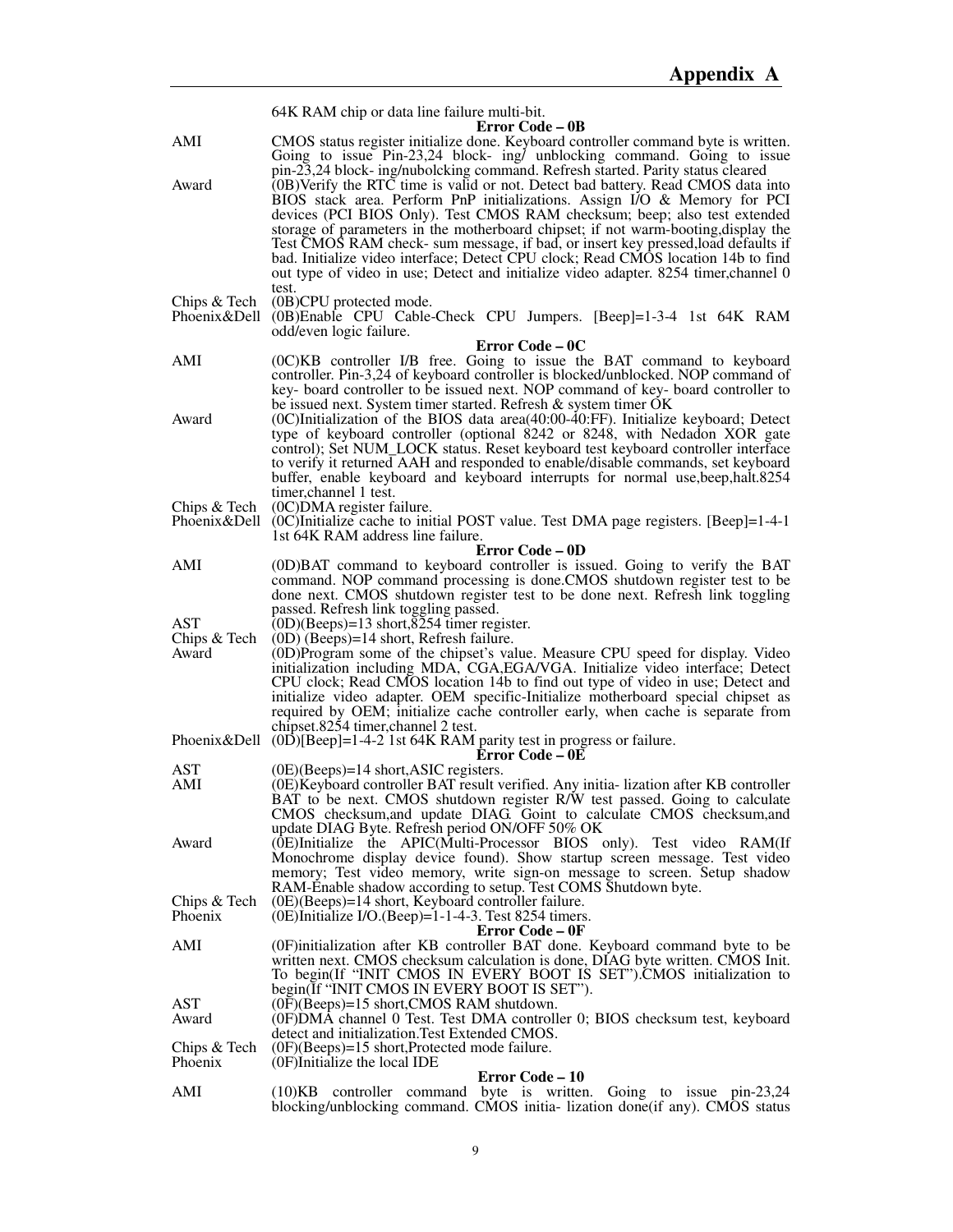| | 64K RAM chip or data line failure multi-bit. |
|---|---|
| | **Error Code – 0B** |
| AMI | CMOS status register initialize done. Keyboard controller command byte is written. Going to issue Pin-23,24 block- ing/ unblocking command. Going to issue pin-23,24 block- ing/nubolcking command. Refresh started. Parity status cleared |
| Award | (0B)Verify the RTC time is valid or not. Detect bad battery. Read CMOS data into BIOS stack area. Perform PnP initializations. Assign I/O & Memory for PCI devices (PCI BIOS Only). Test CMOS RAM checksum; beep; also test extended storage of parameters in the motherboard chipset; if not warm-booting,display the Test CMOS RAM check- sum message, if bad, or insert key pressed,load defaults if bad. Initialize video interface; Detect CPU clock; Read CMOS location 14b to find out type of video in use; Detect and initialize video adapter. 8254 timer,channel 0 test. |
| Chips & Tech | (0B)CPU protected mode. |
| Phoenix&Dell | (0B)Enable CPU Cable-Check CPU Jumpers. [Beep]=1-3-4 1st 64K RAM odd/even logic failure. |
| | **Error Code – 0C** |
| AMI | (0C)KB controller I/B free. Going to issue the BAT command to keyboard controller. Pin-3,24 of keyboard controller is blocked/unblocked. NOP command of key- board controller to be issued next. NOP command of key- board controller to be issued next. System timer started. Refresh & system timer OK |
| Award | (0C)Initialization of the BIOS data area(40:00-40:FF). Initialize keyboard; Detect type of keyboard controller (optional 8242 or 8248, with Nedadon XOR gate control); Set NUM_LOCK status. Reset keyboard test keyboard controller interface to verify it returned AAH and responded to enable/disable commands, set keyboard buffer, enable keyboard and keyboard interrupts for normal use,beep,halt.8254 timer,channel 1 test. |
| Chips & Tech | (0C)DMA register failure. |
| Phoenix&Dell | (0C)Initialize cache to initial POST value. Test DMA page registers. [Beep]=1-4-1 1st 64K RAM address line failure. |
| | **Error Code – 0D** |
| AMI | (0D)BAT command to keyboard controller is issued. Going to verify the BAT command. NOP command processing is done.CMOS shutdown register test to be done next. CMOS shutdown register test to be done next. Refresh link toggling passed. Refresh link toggling passed. |
| AST | (0D)(Beeps)=13 short,8254 timer register. |
| Chips & Tech | (0D) (Beeps)=14 short, Refresh failure. |
| Award | (0D)Program some of the chipset's value. Measure CPU speed for display. Video initialization including MDA, CGA,EGA/VGA. Initialize video interface; Detect CPU clock; Read CMOS location 14b to find out type of video in use; Detect and initialize video adapter. OEM specific-Initialize motherboard special chipset as required by OEM; initialize cache controller early, when cache is separate from chipset.8254 timer,channel 2 test. |
| Phoenix&Dell | (0D)[Beep]=1-4-2 1st 64K RAM parity test in progress or failure. |
| | **Error Code – 0E** |
| AST | (0E)(Beeps)=14 short,ASIC registers. |
| AMI | (0E)Keyboard controller BAT result verified. Any initia- lization after KB controller BAT to be next. CMOS shutdown register R/W test passed. Going to calculate CMOS checksum,and update DIAG. Goint to calculate CMOS checksum,and update DIAG Byte. Refresh period ON/OFF 50% OK |
| Award | (0E)Initialize the APIC(Multi-Processor BIOS only). Test video RAM(If Monochrome display device found). Show startup screen message. Test video memory; Test video memory, write sign-on message to screen. Setup shadow RAM-Enable shadow according to setup. Test COMS Shutdown byte. |
| Chips & Tech | (0E)(Beeps)=14 short, Keyboard controller failure. |
| Phoenix | (0E)Initialize I/O.(Beep)=1-1-4-3. Test 8254 timers. |
| | **Error Code – 0F** |
| AMI | (0F)initialization after KB controller BAT done. Keyboard command byte to be written next. CMOS checksum calculation is done, DIAG byte written. CMOS Init. To begin(If "INIT CMOS IN EVERY BOOT IS SET").CMOS initialization to begin(If "INIT CMOS IN EVERY BOOT IS SET"). |
| AST | (0F)(Beeps)=15 short,CMOS RAM shutdown. |
| Award | (0F)DMA channel 0 Test. Test DMA controller 0; BIOS checksum test, keyboard detect and initialization.Test Extended CMOS. |
| Chips & Tech | (0F)(Beeps)=15 short,Protected mode failure. |
| Phoenix | (0F)Initialize the local IDE |
| | **Error Code – 10** |
| AMI | (10)KB controller command byte is written. Going to issue pin-23,24 blocking/unblocking command. CMOS initia- lization done(if any). CMOS status |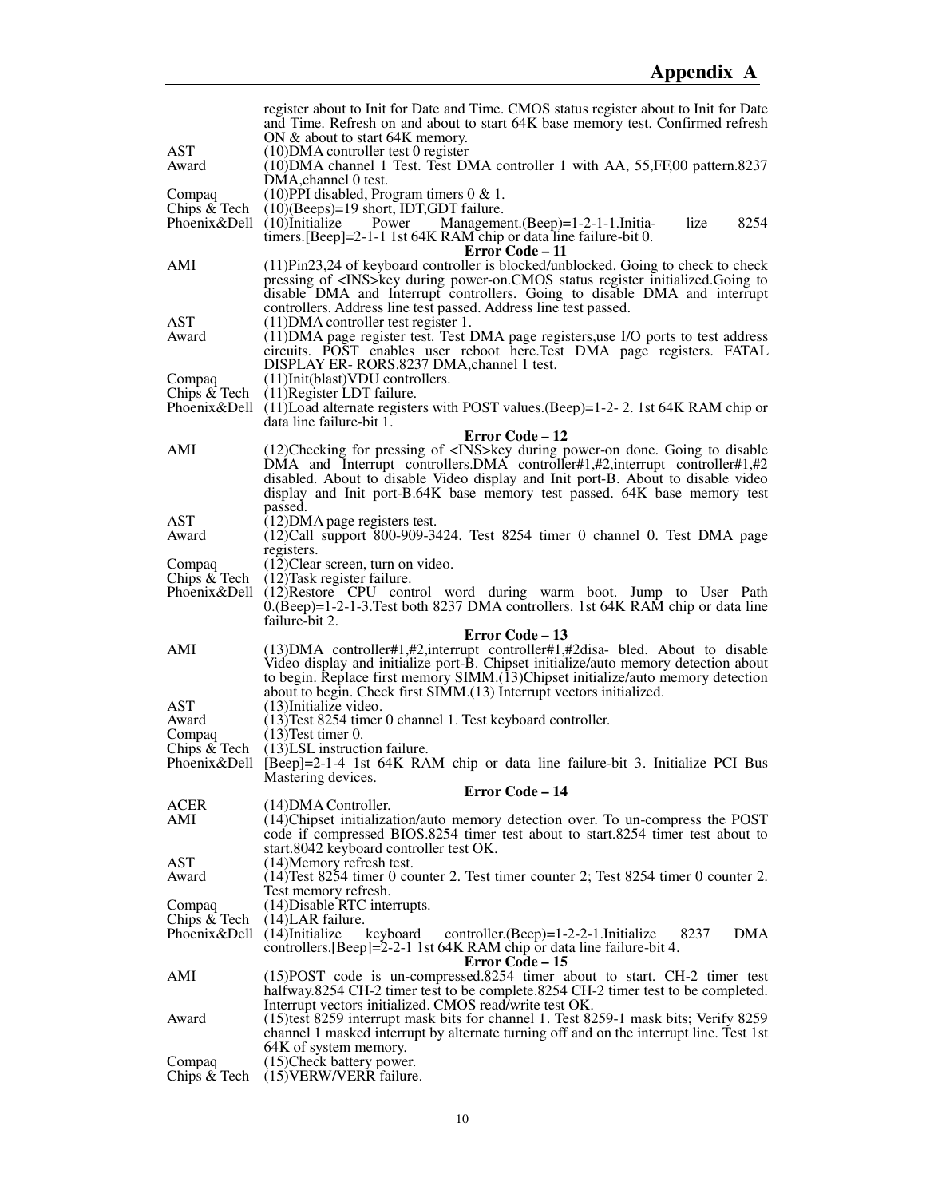register about to Init for Date and Time. CMOS status register about to Init for Date and Time. Refresh on and about to start 64K base memory test. Confirmed refresh ON & about to start 64K memory.

| | |
|---|---|
| AST | (10)DMA controller test 0 register |
| Award | (10)DMA channel 1 Test. Test DMA controller 1 with AA, 55,FF,00 pattern.8237 DMA,channel 0 test. |
| Compaq | (10)PPI disabled, Program timers 0 & 1. |
| Chips & Tech | (10)(Beeps)=19 short, IDT,GDT failure. |
| Phoenix&Dell | (10)Initialize Power Management.(Beep)=1-2-1-1.Initialize 8254 timers.[Beep]=2-1-1 1st 64K RAM chip or data line failure-bit 0. |

**Error Code – 11**

| | |
|---|---|
| AMI | (11)Pin23,24 of keyboard controller is blocked/unblocked. Going to check to check pressing of <INS>key during power-on.CMOS status register initialized.Going to disable DMA and Interrupt controllers. Going to disable DMA and interrupt controllers. Address line test passed. Address line test passed. |
| AST | (11)DMA controller test register 1. |
| Award | (11)DMA page register test. Test DMA page registers,use I/O ports to test address circuits. POST enables user reboot here.Test DMA page registers. FATAL DISPLAY ER- RORS.8237 DMA,channel 1 test. |
| Compaq | (11)Init(blast)VDU controllers. |
| Chips & Tech | (11)Register LDT failure. |
| Phoenix&Dell | (11)Load alternate registers with POST values.(Beep)=1-2- 2. 1st 64K RAM chip or data line failure-bit 1. |

**Error Code – 12**

| | |
|---|---|
| AMI | (12)Checking for pressing of <INS>key during power-on done. Going to disable DMA and Interrupt controllers.DMA controller#1,#2,interrupt controller#1,#2 disabled. About to disable Video display and Init port-B. About to disable video display and Init port-B.64K base memory test passed. 64K base memory test passed. |
| AST | (12)DMA page registers test. |
| Award | (12)Call support 800-909-3424. Test 8254 timer 0 channel 0. Test DMA page registers. |
| Compaq | (12)Clear screen, turn on video. |
| Chips & Tech | (12)Task register failure. |
| Phoenix&Dell | (12)Restore CPU control word during warm boot. Jump to User Path 0.(Beep)=1-2-1-3.Test both 8237 DMA controllers. 1st 64K RAM chip or data line failure-bit 2. |

**Error Code – 13**

| | |
|---|---|
| AMI | (13)DMA controller#1,#2,interrupt controller#1,#2disa- bled. About to disable Video display and initialize port-B. Chipset initialize/auto memory detection about to begin. Replace first memory SIMM.(13)Chipset initialize/auto memory detection about to begin. Check first SIMM.(13) Interrupt vectors initialized. |
| AST | (13)Initialize video. |
| Award | (13)Test 8254 timer 0 channel 1. Test keyboard controller. |
| Compaq | (13)Test timer 0. |
| Chips & Tech | (13)LSL instruction failure. |
| Phoenix&Dell | [Beep]=2-1-4 1st 64K RAM chip or data line failure-bit 3. Initialize PCI Bus Mastering devices. |

**Error Code – 14**

| | |
|---|---|
| ACER | (14)DMA Controller. |
| AMI | (14)Chipset initialization/auto memory detection over. To un-compress the POST code if compressed BIOS.8254 timer test about to start.8254 timer test about to start.8042 keyboard controller test OK. |
| AST | (14)Memory refresh test. |
| Award | (14)Test 8254 timer 0 counter 2. Test timer counter 2; Test 8254 timer 0 counter 2. Test memory refresh. |
| Compaq | (14)Disable RTC interrupts. |
| Chips & Tech | (14)LAR failure. |
| Phoenix&Dell | (14)Initialize keyboard controller.(Beep)=1-2-2-1.Initialize 8237 DMA controllers.[Beep]=2-2-1 1st 64K RAM chip or data line failure-bit 4. |

**Error Code – 15**

| | |
|---|---|
| AMI | (15)POST code is un-compressed.8254 timer about to start. CH-2 timer test halfway.8254 CH-2 timer test to be complete.8254 CH-2 timer test to be completed. Interrupt vectors initialized. CMOS read/write test OK. |
| Award | (15)test 8259 interrupt mask bits for channel 1. Test 8259-1 mask bits; Verify 8259 channel 1 masked interrupt by alternate turning off and on the interrupt line. Test 1st 64K of system memory. |
| Compaq | (15)Check battery power. |
| Chips & Tech | (15)VERW/VERR failure. |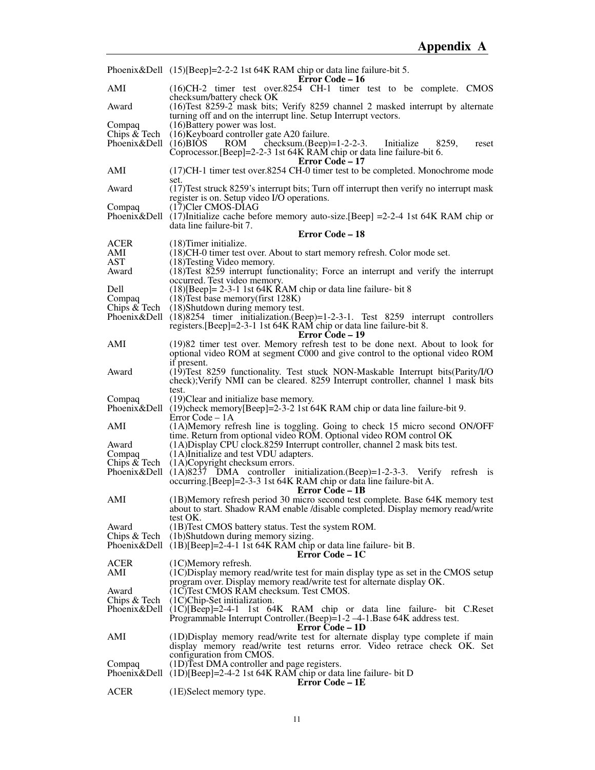| | |
|---|---|
| Phoenix&Dell | (15)[Beep]=2-2-2 1st 64K RAM chip or data line failure-bit 5. |

**Error Code – 16**

| | |
|---|---|
| AMI | (16)CH-2 timer test over.8254 CH-1 timer test to be complete. CMOS checksum/battery check OK |
| Award | (16)Test 8259-2 mask bits; Verify 8259 channel 2 masked interrupt by alternate turning off and on the interrupt line. Setup Interrupt vectors. |
| Compaq | (16)Battery power was lost. |
| Chips & Tech | (16)Keyboard controller gate A20 failure. |
| Phoenix&Dell | (16)BIOS ROM checksum.(Beep)=1-2-2-3. Initialize 8259, reset Coprocessor.[Beep]=2-2-3 1st 64K RAM chip or data line failure-bit 6. |

**Error Code – 17**

| | |
|---|---|
| AMI | (17)CH-1 timer test over.8254 CH-0 timer test to be completed. Monochrome mode set. |
| Award | (17)Test struck 8259's interrupt bits; Turn off interrupt then verify no interrupt mask register is on. Setup video I/O operations. |
| Compaq | (17)Cler CMOS-DIAG |
| Phoenix&Dell | (17)Initialize cache before memory auto-size.[Beep] =2-2-4 1st 64K RAM chip or data line failure-bit 7. |

**Error Code – 18**

| | |
|---|---|
| ACER | (18)Timer initialize. |
| AMI | (18)CH-0 timer test over. About to start memory refresh. Color mode set. |
| AST | (18)Testing Video memory. |
| Award | (18)Test 8259 interrupt functionality; Force an interrupt and verify the interrupt occurred. Test video memory. |
| Dell | (18)[Beep]= 2-3-1 1st 64K RAM chip or data line failure- bit 8 |
| Compaq | (18)Test base memory(first 128K) |
| Chips & Tech | (18)Shutdown during memory test. |
| Phoenix&Dell | (18)8254 timer initialization.(Beep)=1-2-3-1. Test 8259 interrupt controllers registers.[Beep]=2-3-1 1st 64K RAM chip or data line failure-bit 8. |

**Error Code – 19**

| | |
|---|---|
| AMI | (19)82 timer test over. Memory refresh test to be done next. About to look for optional video ROM at segment C000 and give control to the optional video ROM if present. |
| Award | (19)Test 8259 functionality. Test stuck NON-Maskable Interrupt bits(Parity/I/O check);Verify NMI can be cleared. 8259 Interrupt controller, channel 1 mask bits test. |
| Compaq | (19)Clear and initialize base memory. |
| Phoenix&Dell | (19)check memory[Beep]=2-3-2 1st 64K RAM chip or data line failure-bit 9. |

Error Code – 1A

| | |
|---|---|
| AMI | (1A)Memory refresh line is toggling. Going to check 15 micro second ON/OFF time. Return from optional video ROM. Optional video ROM control OK |
| Award | (1A)Display CPU clock.8259 Interrupt controller, channel 2 mask bits test. |
| Compaq | (1A)Initialize and test VDU adapters. |
| Chips & Tech | (1A)Copyright checksum errors. |
| Phoenix&Dell | (1A)8237 DMA controller initialization.(Beep)=1-2-3-3. Verify refresh is occurring.[Beep]=2-3-3 1st 64K RAM chip or data line failure-bit A. |

**Error Code – 1B**

| | |
|---|---|
| AMI | (1B)Memory refresh period 30 micro second test complete. Base 64K memory test about to start. Shadow RAM enable /disable completed. Display memory read/write test OK. |
| Award | (1B)Test CMOS battery status. Test the system ROM. |
| Chips & Tech | (1b)Shutdown during memory sizing. |
| Phoenix&Dell | (1B)[Beep]=2-4-1 1st 64K RAM chip or data line failure- bit B. |

**Error Code – 1C**

| | |
|---|---|
| ACER | (1C)Memory refresh. |
| AMI | (1C)Display memory read/write test for main display type as set in the CMOS setup program over. Display memory read/write test for alternate display OK. |
| Award | (1C)Test CMOS RAM checksum. Test CMOS. |
| Chips & Tech | (1C)Chip-Set initialization. |
| Phoenix&Dell | (1C)[Beep]=2-4-1 1st 64K RAM chip or data line failure- bit C.Reset Programmable Interrupt Controller.(Beep)=1-2 –4-1.Base 64K address test. |

**Error Code – 1D**

| | |
|---|---|
| AMI | (1D)Display memory read/write test for alternate display type complete if main display memory read/write test returns error. Video retrace check OK. Set configuration from CMOS. |
| Compaq | (1D)Test DMA controller and page registers. |
| Phoenix&Dell | (1D)[Beep]=2-4-2 1st 64K RAM chip or data line failure- bit D |

**Error Code – 1E**

| | |
|---|---|
| ACER | (1E)Select memory type. |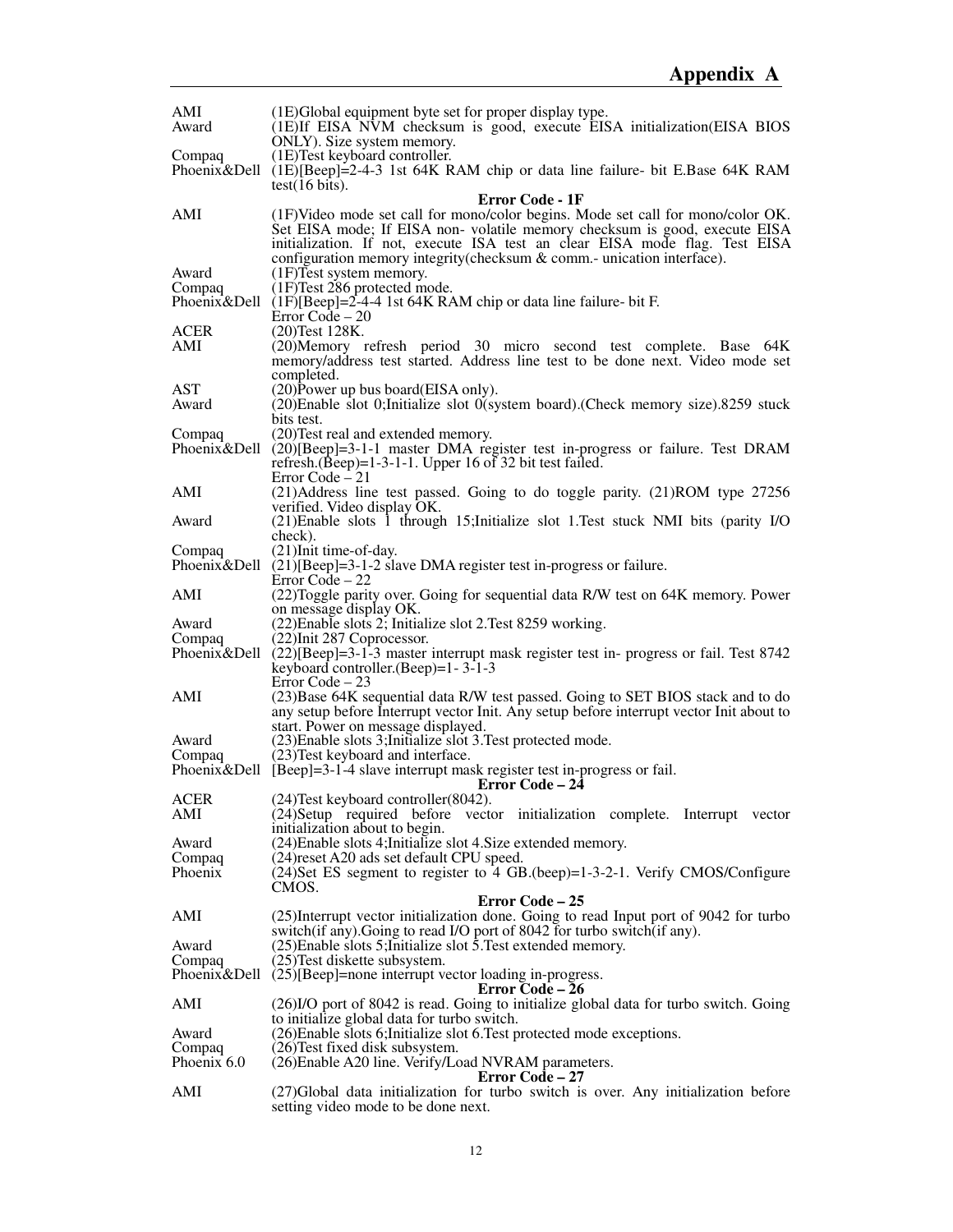| | |
|---|---|
| AMI | (1E)Global equipment byte set for proper display type. |
| Award | (1E)If EISA NVM checksum is good, execute EISA initialization(EISA BIOS ONLY). Size system memory. |
| Compaq | (1E)Test keyboard controller. |
| Phoenix&Dell | (1E)[Beep]=2-4-3 1st 64K RAM chip or data line failure- bit E.Base 64K RAM test(16 bits). |
| | **Error Code - 1F** |
| AMI | (1F)Video mode set call for mono/color begins. Mode set call for mono/color OK. Set EISA mode; If EISA non- volatile memory checksum is good, execute EISA initialization. If not, execute ISA test an clear EISA mode flag. Test EISA configuration memory integrity(checksum & comm.- unication interface). |
| Award | (1F)Test system memory. |
| Compaq | (1F)Test 286 protected mode. |
| Phoenix&Dell | (1F)[Beep]=2-4-4 1st 64K RAM chip or data line failure- bit F. |
| | Error Code – 20 |
| ACER | (20)Test 128K. |
| AMI | (20)Memory refresh period 30 micro second test complete. Base 64K memory/address test started. Address line test to be done next. Video mode set completed. |
| AST | (20)Power up bus board(EISA only). |
| Award | (20)Enable slot 0;Initialize slot 0(system board).(Check memory size).8259 stuck bits test. |
| Compaq | (20)Test real and extended memory. |
| Phoenix&Dell | (20)[Beep]=3-1-1 master DMA register test in-progress or failure. Test DRAM refresh.(Beep)=1-3-1-1. Upper 16 of 32 bit test failed. |
| | Error Code – 21 |
| AMI | (21)Address line test passed. Going to do toggle parity. (21)ROM type 27256 verified. Video display OK. |
| Award | (21)Enable slots 1 through 15;Initialize slot 1.Test stuck NMI bits (parity I/O check). |
| Compaq | (21)Init time-of-day. |
| Phoenix&Dell | (21)[Beep]=3-1-2 slave DMA register test in-progress or failure. |
| | Error Code – 22 |
| AMI | (22)Toggle parity over. Going for sequential data R/W test on 64K memory. Power on message display OK. |
| Award | (22)Enable slots 2; Initialize slot 2.Test 8259 working. |
| Compaq | (22)Init 287 Coprocessor. |
| Phoenix&Dell | (22)[Beep]=3-1-3 master interrupt mask register test in- progress or fail. Test 8742 keyboard controller.(Beep)=1- 3-1-3 |
| | Error Code – 23 |
| AMI | (23)Base 64K sequential data R/W test passed. Going to SET BIOS stack and to do any setup before Interrupt vector Init. Any setup before interrupt vector Init about to start. Power on message displayed. |
| Award | (23)Enable slots 3;Initialize slot 3.Test protected mode. |
| Compaq | (23)Test keyboard and interface. |
| Phoenix&Dell | [Beep]=3-1-4 slave interrupt mask register test in-progress or fail. |
| | **Error Code – 24** |
| ACER | (24)Test keyboard controller(8042). |
| AMI | (24)Setup required before vector initialization complete. Interrupt vector initialization about to begin. |
| Award | (24)Enable slots 4;Initialize slot 4.Size extended memory. |
| Compaq | (24)reset A20 ads set default CPU speed. |
| Phoenix | (24)Set ES segment to register to 4 GB.(beep)=1-3-2-1. Verify CMOS/Configure CMOS. |
| | **Error Code – 25** |
| AMI | (25)Interrupt vector initialization done. Going to read Input port of 9042 for turbo switch(if any).Going to read I/O port of 8042 for turbo switch(if any). |
| Award | (25)Enable slots 5;Initialize slot 5.Test extended memory. |
| Compaq | (25)Test diskette subsystem. |
| Phoenix&Dell | (25)[Beep]=none interrupt vector loading in-progress. |
| | **Error Code – 26** |
| AMI | (26)I/O port of 8042 is read. Going to initialize global data for turbo switch. Going to initialize global data for turbo switch. |
| Award | (26)Enable slots 6;Initialize slot 6.Test protected mode exceptions. |
| Compaq | (26)Test fixed disk subsystem. |
| Phoenix 6.0 | (26)Enable A20 line. Verify/Load NVRAM parameters. |
| | **Error Code – 27** |
| AMI | (27)Global data initialization for turbo switch is over. Any initialization before setting video mode to be done next. |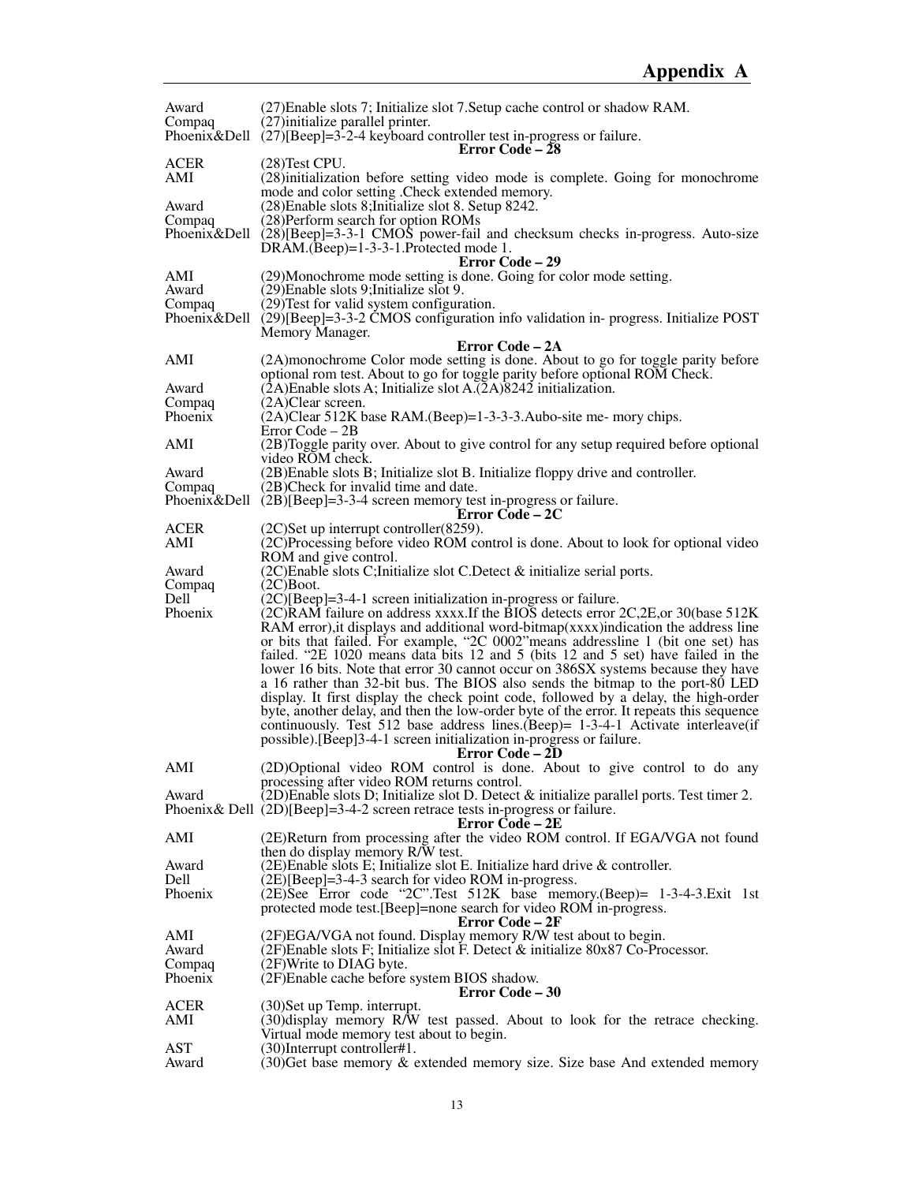| | |
|---|---|
| Award | (27)Enable slots 7; Initialize slot 7.Setup cache control or shadow RAM. |
| Compaq | (27)initialize parallel printer. |
| Phoenix&Dell | (27)[Beep]=3-2-4 keyboard controller test in-progress or failure. |

**Error Code – 28**

| | |
|---|---|
| ACER | (28)Test CPU. |
| AMI | (28)initialization before setting video mode is complete. Going for monochrome mode and color setting .Check extended memory. |
| Award | (28)Enable slots 8;Initialize slot 8. Setup 8242. |
| Compaq | (28)Perform search for option ROMs |
| Phoenix&Dell | (28)[Beep]=3-3-1 CMOS power-fail and checksum checks in-progress. Auto-size DRAM.(Beep)=1-3-3-1.Protected mode 1. |

**Error Code – 29**

| | |
|---|---|
| AMI | (29)Monochrome mode setting is done. Going for color mode setting. |
| Award | (29)Enable slots 9;Initialize slot 9. |
| Compaq | (29)Test for valid system configuration. |
| Phoenix&Dell | (29)[Beep]=3-3-2 CMOS configuration info validation in- progress. Initialize POST Memory Manager. |

**Error Code – 2A**

| | |
|---|---|
| AMI | (2A)monochrome Color mode setting is done. About to go for toggle parity before optional rom test. About to go for toggle parity before optional ROM Check. |
| Award | (2A)Enable slots A; Initialize slot A.(2A)8242 initialization. |
| Compaq | (2A)Clear screen. |
| Phoenix | (2A)Clear 512K base RAM.(Beep)=1-3-3-3.Aubo-site me- mory chips. |

Error Code – 2B

| | |
|---|---|
| AMI | (2B)Toggle parity over. About to give control for any setup required before optional video ROM check. |
| Award | (2B)Enable slots B; Initialize slot B. Initialize floppy drive and controller. |
| Compaq | (2B)Check for invalid time and date. |
| Phoenix&Dell | (2B)[Beep]=3-3-4 screen memory test in-progress or failure. |

**Error Code – 2C**

| | |
|---|---|
| ACER | (2C)Set up interrupt controller(8259). |
| AMI | (2C)Processing before video ROM control is done. About to look for optional video ROM and give control. |
| Award | (2C)Enable slots C;Initialize slot C.Detect & initialize serial ports. |
| Compaq | (2C)Boot. |
| Dell | (2C)[Beep]=3-4-1 screen initialization in-progress or failure. |
| Phoenix | (2C)RAM failure on address xxxx.If the BIOS detects error 2C,2E,or 30(base 512K RAM error),it displays and additional word-bitmap(xxxx)indication the address line or bits that failed. For example, "2C 0002"means addressline 1 (bit one set) has failed. "2E 1020 means data bits 12 and 5 (bits 12 and 5 set) have failed in the lower 16 bits. Note that error 30 cannot occur on 386SX systems because they have a 16 rather than 32-bit bus. The BIOS also sends the bitmap to the port-80 LED display. It first display the check point code, followed by a delay, the high-order byte, another delay, and then the low-order byte of the error. It repeats this sequence continuously. Test 512 base address lines.(Beep)= 1-3-4-1 Activate interleave(if possible).[Beep]3-4-1 screen initialization in-progress or failure. |

**Error Code – 2D**

| | |
|---|---|
| AMI | (2D)Optional video ROM control is done. About to give control to do any processing after video ROM returns control. |
| Award | (2D)Enable slots D; Initialize slot D. Detect & initialize parallel ports. Test timer 2. |
| Phoenix& Dell | (2D)[Beep]=3-4-2 screen retrace tests in-progress or failure. |

**Error Code – 2E**

| | |
|---|---|
| AMI | (2E)Return from processing after the video ROM control. If EGA/VGA not found then do display memory R/W test. |
| Award | (2E)Enable slots E; Initialize slot E. Initialize hard drive & controller. |
| Dell | (2E)[Beep]=3-4-3 search for video ROM in-progress. |
| Phoenix | (2E)See Error code "2C".Test 512K base memory.(Beep)= 1-3-4-3.Exit 1st protected mode test.[Beep]=none search for video ROM in-progress. |

**Error Code – 2F**

| | |
|---|---|
| AMI | (2F)EGA/VGA not found. Display memory R/W test about to begin. |
| Award | (2F)Enable slots F; Initialize slot F. Detect & initialize 80x87 Co-Processor. |
| Compaq | (2F)Write to DIAG byte. |
| Phoenix | (2F)Enable cache before system BIOS shadow. |

**Error Code – 30**

| | |
|---|---|
| ACER | (30)Set up Temp. interrupt. |
| AMI | (30)display memory R/W test passed. About to look for the retrace checking. Virtual mode memory test about to begin. |
| AST | (30)Interrupt controller#1. |
| Award | (30)Get base memory & extended memory size. Size base And extended memory |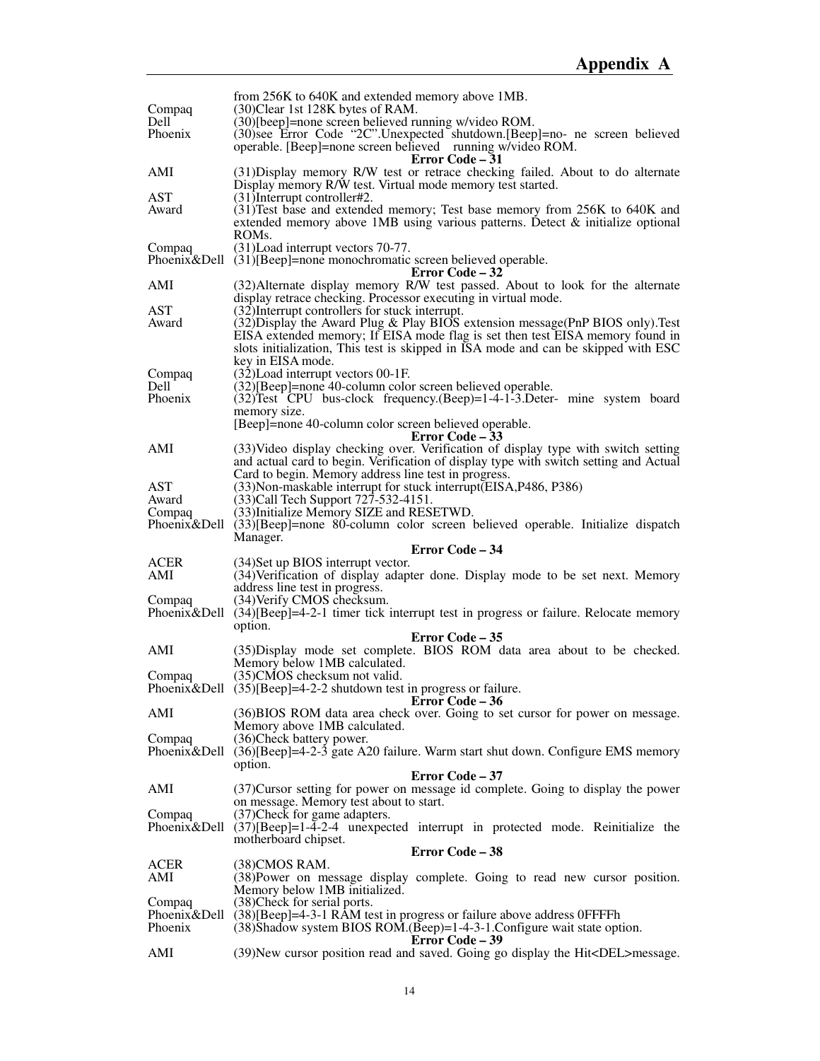| | |
|---|---|
| | from 256K to 640K and extended memory above 1MB. |
| Compaq | (30)Clear 1st 128K bytes of RAM. |
| Dell | (30)[beep]=none screen believed running w/video ROM. |
| Phoenix | (30)see Error Code "2C".Unexpected shutdown.[Beep]=no- ne screen believed operable. [Beep]=none screen believed running w/video ROM. |

**Error Code – 31**

| | |
|---|---|
| AMI | (31)Display memory R/W test or retrace checking failed. About to do alternate Display memory R/W test. Virtual mode memory test started. |
| AST | (31)Interrupt controller#2. |
| Award | (31)Test base and extended memory; Test base memory from 256K to 640K and extended memory above 1MB using various patterns. Detect & initialize optional ROMs. |
| Compaq | (31)Load interrupt vectors 70-77. |
| Phoenix&Dell | (31)[Beep]=none monochromatic screen believed operable. |

**Error Code – 32**

| | |
|---|---|
| AMI | (32)Alternate display memory R/W test passed. About to look for the alternate display retrace checking. Processor executing in virtual mode. |
| AST | (32)Interrupt controllers for stuck interrupt. |
| Award | (32)Display the Award Plug & Play BIOS extension message(PnP BIOS only).Test EISA extended memory; If EISA mode flag is set then test EISA memory found in slots initialization, This test is skipped in ISA mode and can be skipped with ESC key in EISA mode. |
| Compaq | (32)Load interrupt vectors 00-1F. |
| Dell | (32)[Beep]=none 40-column color screen believed operable. |
| Phoenix | (32)Test CPU bus-clock frequency.(Beep)=1-4-1-3.Deter- mine system board memory size. [Beep]=none 40-column color screen believed operable. |

**Error Code – 33**

| | |
|---|---|
| AMI | (33)Video display checking over. Verification of display type with switch setting and actual card to begin. Verification of display type with switch setting and Actual Card to begin. Memory address line test in progress. |
| AST | (33)Non-maskable interrupt for stuck interrupt(EISA,P486, P386) |
| Award | (33)Call Tech Support 727-532-4151. |
| Compaq | (33)Initialize Memory SIZE and RESETWD. |
| Phoenix&Dell | (33)[Beep]=none 80-column color screen believed operable. Initialize dispatch Manager. |

**Error Code – 34**

| | |
|---|---|
| ACER | (34)Set up BIOS interrupt vector. |
| AMI | (34)Verification of display adapter done. Display mode to be set next. Memory address line test in progress. |
| Compaq | (34)Verify CMOS checksum. |
| Phoenix&Dell | (34)[Beep]=4-2-1 timer tick interrupt test in progress or failure. Relocate memory option. |

**Error Code – 35**

| | |
|---|---|
| AMI | (35)Display mode set complete. BIOS ROM data area about to be checked. Memory below 1MB calculated. |
| Compaq | (35)CMOS checksum not valid. |
| Phoenix&Dell | (35)[Beep]=4-2-2 shutdown test in progress or failure. |

**Error Code – 36**

| | |
|---|---|
| AMI | (36)BIOS ROM data area check over. Going to set cursor for power on message. Memory above 1MB calculated. |
| Compaq | (36)Check battery power. |
| Phoenix&Dell | (36)[Beep]=4-2-3 gate A20 failure. Warm start shut down. Configure EMS memory option. |

**Error Code – 37**

| | |
|---|---|
| AMI | (37)Cursor setting for power on message id complete. Going to display the power on message. Memory test about to start. |
| Compaq | (37)Check for game adapters. |
| Phoenix&Dell | (37)[Beep]=1-4-2-4 unexpected interrupt in protected mode. Reinitialize the motherboard chipset. |

**Error Code – 38**

| | |
|---|---|
| ACER | (38)CMOS RAM. |
| AMI | (38)Power on message display complete. Going to read new cursor position. Memory below 1MB initialized. |
| Compaq | (38)Check for serial ports. |
| Phoenix&Dell | (38)[Beep]=4-3-1 RAM test in progress or failure above address 0FFFFh |
| Phoenix | (38)Shadow system BIOS ROM.(Beep)=1-4-3-1.Configure wait state option. |

**Error Code – 39**

| | |
|---|---|
| AMI | (39)New cursor position read and saved. Going go display the Hit<DEL>message. |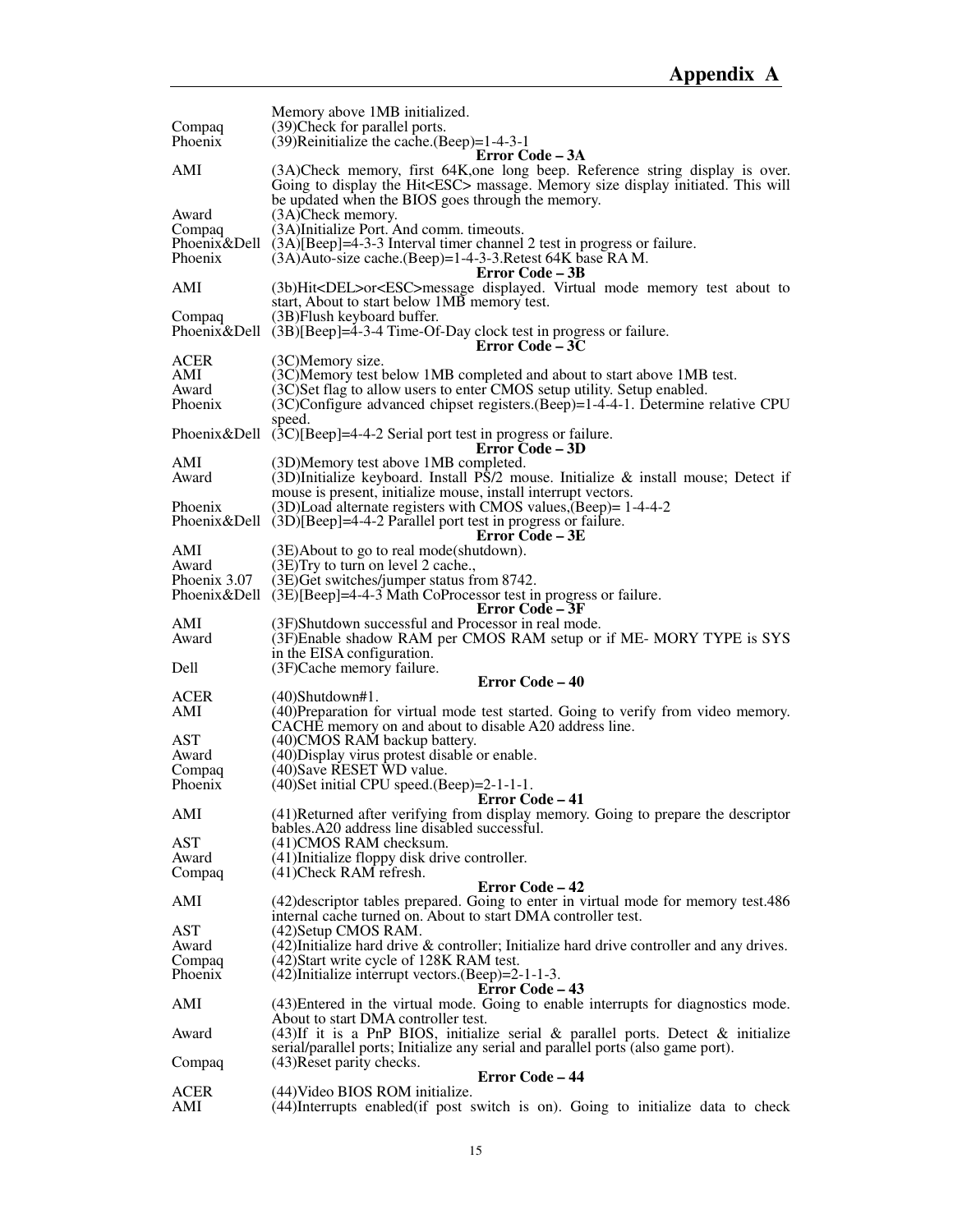| | |
|---|---|
| | Memory above 1MB initialized. |
| Compaq | (39)Check for parallel ports. |
| Phoenix | (39)Reinitialize the cache.(Beep)=1-4-3-1 |

**Error Code – 3A**

| | |
|---|---|
| AMI | (3A)Check memory, first 64K,one long beep. Reference string display is over. Going to display the Hit<ESC> massage. Memory size display initiated. This will be updated when the BIOS goes through the memory. |
| Award | (3A)Check memory. |
| Compaq | (3A)Initialize Port. And comm. timeouts. |
| Phoenix&Dell | (3A)[Beep]=4-3-3 Interval timer channel 2 test in progress or failure. |
| Phoenix | (3A)Auto-size cache.(Beep)=1-4-3-3.Retest 64K base RA M. |

**Error Code – 3B**

| | |
|---|---|
| AMI | (3b)Hit<DEL>or<ESC>message displayed. Virtual mode memory test about to start, About to start below 1MB memory test. |
| Compaq | (3B)Flush keyboard buffer. |
| Phoenix&Dell | (3B)[Beep]=4-3-4 Time-Of-Day clock test in progress or failure. |

**Error Code – 3C**

| | |
|---|---|
| ACER | (3C)Memory size. |
| AMI | (3C)Memory test below 1MB completed and about to start above 1MB test. |
| Award | (3C)Set flag to allow users to enter CMOS setup utility. Setup enabled. |
| Phoenix | (3C)Configure advanced chipset registers.(Beep)=1-4-4-1. Determine relative CPU speed. |
| Phoenix&Dell | (3C)[Beep]=4-4-2 Serial port test in progress or failure. |

**Error Code – 3D**

| | |
|---|---|
| AMI | (3D)Memory test above 1MB completed. |
| Award | (3D)Initialize keyboard. Install PS/2 mouse. Initialize & install mouse; Detect if mouse is present, initialize mouse, install interrupt vectors. |
| Phoenix | (3D)Load alternate registers with CMOS values,(Beep)= 1-4-4-2 |
| Phoenix&Dell | (3D)[Beep]=4-4-2 Parallel port test in progress or failure. |

**Error Code – 3E**

| | |
|---|---|
| AMI | (3E)About to go to real mode(shutdown). |
| Award | (3E)Try to turn on level 2 cache., |
| Phoenix 3.07 | (3E)Get switches/jumper status from 8742. |
| Phoenix&Dell | (3E)[Beep]=4-4-3 Math CoProcessor test in progress or failure. |

**Error Code – 3F**

| | |
|---|---|
| AMI | (3F)Shutdown successful and Processor in real mode. |
| Award | (3F)Enable shadow RAM per CMOS RAM setup or if ME- MORY TYPE is SYS in the EISA configuration. |
| Dell | (3F)Cache memory failure. |

**Error Code – 40**

| | |
|---|---|
| ACER | (40)Shutdown#1. |
| AMI | (40)Preparation for virtual mode test started. Going to verify from video memory. CACHE memory on and about to disable A20 address line. |
| AST | (40)CMOS RAM backup battery. |
| Award | (40)Display virus protest disable or enable. |
| Compaq | (40)Save RESET WD value. |
| Phoenix | (40)Set initial CPU speed.(Beep)=2-1-1-1. |

**Error Code – 41**

| | |
|---|---|
| AMI | (41)Returned after verifying from display memory. Going to prepare the descriptor bables.A20 address line disabled successful. |
| AST | (41)CMOS RAM checksum. |
| Award | (41)Initialize floppy disk drive controller. |
| Compaq | (41)Check RAM refresh. |

**Error Code – 42**

| | |
|---|---|
| AMI | (42)descriptor tables prepared. Going to enter in virtual mode for memory test.486 internal cache turned on. About to start DMA controller test. |
| AST | (42)Setup CMOS RAM. |
| Award | (42)Initialize hard drive & controller; Initialize hard drive controller and any drives. |
| Compaq | (42)Start write cycle of 128K RAM test. |
| Phoenix | (42)Initialize interrupt vectors.(Beep)=2-1-1-3. |

**Error Code – 43**

| | |
|---|---|
| AMI | (43)Entered in the virtual mode. Going to enable interrupts for diagnostics mode. About to start DMA controller test. |
| Award | (43)If it is a PnP BIOS, initialize serial & parallel ports. Detect & initialize serial/parallel ports; Initialize any serial and parallel ports (also game port). |
| Compaq | (43)Reset parity checks. |

**Error Code – 44**

| | |
|---|---|
| ACER | (44)Video BIOS ROM initialize. |
| AMI | (44)Interrupts enabled(if post switch is on). Going to initialize data to check |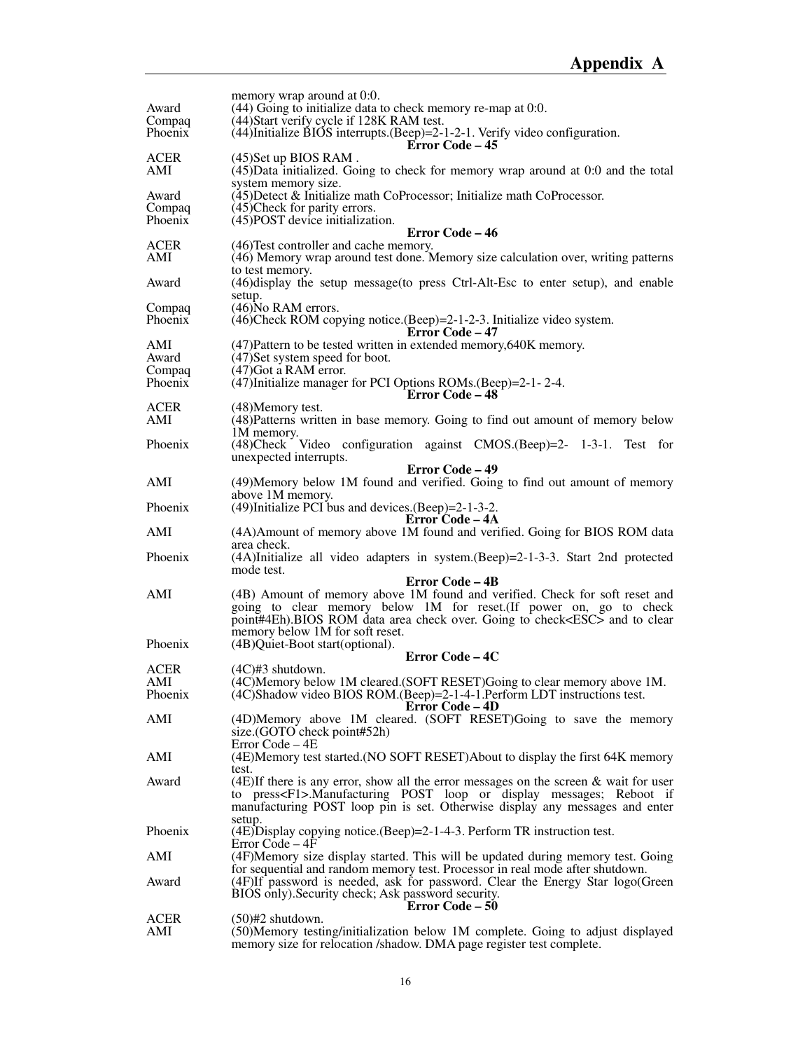| | memory wrap around at 0:0. |
|---|---|
| Award | (44) Going to initialize data to check memory re-map at 0:0. |
| Compaq | (44)Start verify cycle if 128K RAM test. |
| Phoenix | (44)Initialize BIOS interrupts.(Beep)=2-1-2-1. Verify video configuration. |

**Error Code – 45**

| | |
|---|---|
| ACER | (45)Set up BIOS RAM . |
| AMI | (45)Data initialized. Going to check for memory wrap around at 0:0 and the total system memory size. |
| Award | (45)Detect & Initialize math CoProcessor; Initialize math CoProcessor. |
| Compaq | (45)Check for parity errors. |
| Phoenix | (45)POST device initialization. |

**Error Code – 46**

| | |
|---|---|
| ACER | (46)Test controller and cache memory. |
| AMI | (46) Memory wrap around test done. Memory size calculation over, writing patterns to test memory. |
| Award | (46)display the setup message(to press Ctrl-Alt-Esc to enter setup), and enable setup. |
| Compaq | (46)No RAM errors. |
| Phoenix | (46)Check ROM copying notice.(Beep)=2-1-2-3. Initialize video system. |

**Error Code – 47**

| | |
|---|---|
| AMI | (47)Pattern to be tested written in extended memory,640K memory. |
| Award | (47)Set system speed for boot. |
| Compaq | (47)Got a RAM error. |
| Phoenix | (47)Initialize manager for PCI Options ROMs.(Beep)=2-1- 2-4. |

**Error Code – 48**

| | |
|---|---|
| ACER | (48)Memory test. |
| AMI | (48)Patterns written in base memory. Going to find out amount of memory below 1M memory. |
| Phoenix | (48)Check Video configuration against CMOS.(Beep)=2- 1-3-1. Test for unexpected interrupts. |

**Error Code – 49**

| | |
|---|---|
| AMI | (49)Memory below 1M found and verified. Going to find out amount of memory above 1M memory. |
| Phoenix | (49)Initialize PCI bus and devices.(Beep)=2-1-3-2. |

**Error Code – 4A**

| | |
|---|---|
| AMI | (4A)Amount of memory above 1M found and verified. Going for BIOS ROM data area check. |
| Phoenix | (4A)Initialize all video adapters in system.(Beep)=2-1-3-3. Start 2nd protected mode test. |

**Error Code – 4B**

| | |
|---|---|
| AMI | (4B) Amount of memory above 1M found and verified. Check for soft reset and going to clear memory below 1M for reset.(If power on, go to check point#4Eh).BIOS ROM data area check over. Going to check<ESC> and to clear memory below 1M for soft reset. |
| Phoenix | (4B)Quiet-Boot start(optional). |

**Error Code – 4C**

| | |
|---|---|
| ACER | (4C)#3 shutdown. |
| AMI | (4C)Memory below 1M cleared.(SOFT RESET)Going to clear memory above 1M. |
| Phoenix | (4C)Shadow video BIOS ROM.(Beep)=2-1-4-1.Perform LDT instructions test. |

**Error Code – 4D**

| | |
|---|---|
| AMI | (4D)Memory above 1M cleared. (SOFT RESET)Going to save the memory size.(GOTO check point#52h) |

Error Code – 4E

| | |
|---|---|
| AMI | (4E)Memory test started.(NO SOFT RESET)About to display the first 64K memory test. |
| Award | (4E)If there is any error, show all the error messages on the screen & wait for user to press<F1>.Manufacturing POST loop or display messages; Reboot if manufacturing POST loop pin is set. Otherwise display any messages and enter setup. |
| Phoenix | (4E)Display copying notice.(Beep)=2-1-4-3. Perform TR instruction test. |

Error Code – 4F

| | |
|---|---|
| AMI | (4F)Memory size display started. This will be updated during memory test. Going for sequential and random memory test. Processor in real mode after shutdown. |
| Award | (4F)If password is needed, ask for password. Clear the Energy Star logo(Green BIOS only).Security check; Ask password security. |

**Error Code – 50**

| | |
|---|---|
| ACER | (50)#2 shutdown. |
| AMI | (50)Memory testing/initialization below 1M complete. Going to adjust displayed memory size for relocation /shadow. DMA page register test complete. |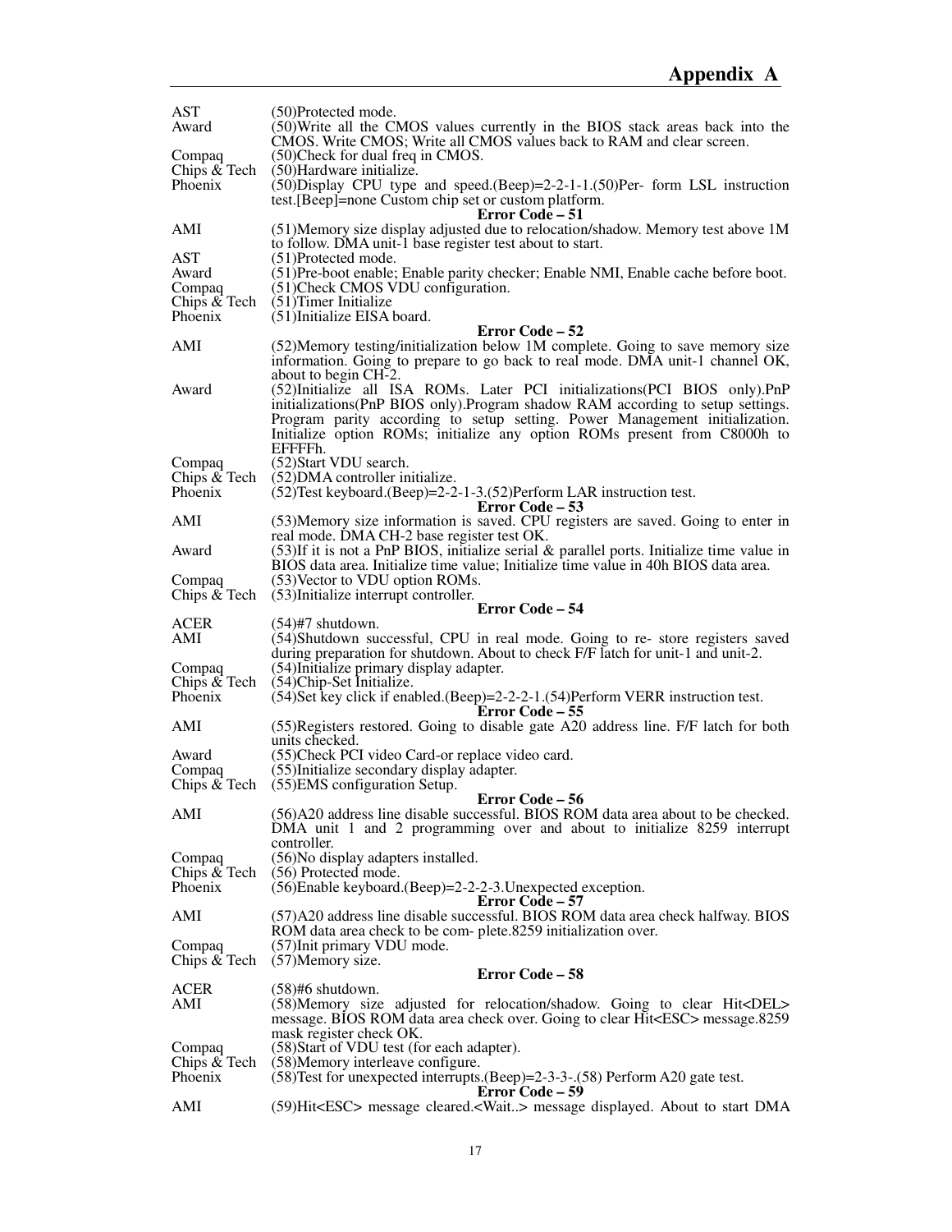| | |
|---|---|
| AST | (50)Protected mode. |
| Award | (50)Write all the CMOS values currently in the BIOS stack areas back into the CMOS. Write CMOS; Write all CMOS values back to RAM and clear screen. |
| Compaq | (50)Check for dual freq in CMOS. |
| Chips & Tech | (50)Hardware initialize. |
| Phoenix | (50)Display CPU type and speed.(Beep)=2-2-1-1.(50)Per- form LSL instruction test.[Beep]=none Custom chip set or custom platform. |

**Error Code – 51**

| | |
|---|---|
| AMI | (51)Memory size display adjusted due to relocation/shadow. Memory test above 1M to follow. DMA unit-1 base register test about to start. |
| AST | (51)Protected mode. |
| Award | (51)Pre-boot enable; Enable parity checker; Enable NMI, Enable cache before boot. |
| Compaq | (51)Check CMOS VDU configuration. |
| Chips & Tech | (51)Timer Initialize |
| Phoenix | (51)Initialize EISA board. |

**Error Code – 52**

| | |
|---|---|
| AMI | (52)Memory testing/initialization below 1M complete. Going to save memory size information. Going to prepare to go back to real mode. DMA unit-1 channel OK, about to begin CH-2. |
| Award | (52)Initialize all ISA ROMs. Later PCI initializations(PCI BIOS only).PnP initializations(PnP BIOS only).Program shadow RAM according to setup settings. Program parity according to setup setting. Power Management initialization. Initialize option ROMs; initialize any option ROMs present from C8000h to EFFFFh. |
| Compaq | (52)Start VDU search. |
| Chips & Tech | (52)DMA controller initialize. |
| Phoenix | (52)Test keyboard.(Beep)=2-2-1-3.(52)Perform LAR instruction test. |

**Error Code – 53**

| | |
|---|---|
| AMI | (53)Memory size information is saved. CPU registers are saved. Going to enter in real mode. DMA CH-2 base register test OK. |
| Award | (53)If it is not a PnP BIOS, initialize serial & parallel ports. Initialize time value in BIOS data area. Initialize time value; Initialize time value in 40h BIOS data area. |
| Compaq | (53)Vector to VDU option ROMs. |
| Chips & Tech | (53)Initialize interrupt controller. |

**Error Code – 54**

| | |
|---|---|
| ACER | (54)#7 shutdown. |
| AMI | (54)Shutdown successful, CPU in real mode. Going to re- store registers saved during preparation for shutdown. About to check F/F latch for unit-1 and unit-2. |
| Compaq | (54)Initialize primary display adapter. |
| Chips & Tech | (54)Chip-Set Initialize. |
| Phoenix | (54)Set key click if enabled.(Beep)=2-2-2-1.(54)Perform VERR instruction test. |

**Error Code – 55**

| | |
|---|---|
| AMI | (55)Registers restored. Going to disable gate A20 address line. F/F latch for both units checked. |
| Award | (55)Check PCI video Card-or replace video card. |
| Compaq | (55)Initialize secondary display adapter. |
| Chips & Tech | (55)EMS configuration Setup. |

**Error Code – 56**

| | |
|---|---|
| AMI | (56)A20 address line disable successful. BIOS ROM data area about to be checked. DMA unit 1 and 2 programming over and about to initialize 8259 interrupt controller. |
| Compaq | (56)No display adapters installed. |
| Chips & Tech | (56) Protected mode. |
| Phoenix | (56)Enable keyboard.(Beep)=2-2-2-3.Unexpected exception. |

**Error Code – 57**

| | |
|---|---|
| AMI | (57)A20 address line disable successful. BIOS ROM data area check halfway. BIOS ROM data area check to be com- plete.8259 initialization over. |
| Compaq | (57)Init primary VDU mode. |
| Chips & Tech | (57)Memory size. |

**Error Code – 58**

| | |
|---|---|
| ACER | (58)#6 shutdown. |
| AMI | (58)Memory size adjusted for relocation/shadow. Going to clear Hit<DEL> message. BIOS ROM data area check over. Going to clear Hit<ESC> message.8259 mask register check OK. |
| Compaq | (58)Start of VDU test (for each adapter). |
| Chips & Tech | (58)Memory interleave configure. |
| Phoenix | (58)Test for unexpected interrupts.(Beep)=2-3-3-.(58) Perform A20 gate test. |

**Error Code – 59**

| | |
|---|---|
| AMI | (59)Hit<ESC> message cleared.<Wait..> message displayed. About to start DMA |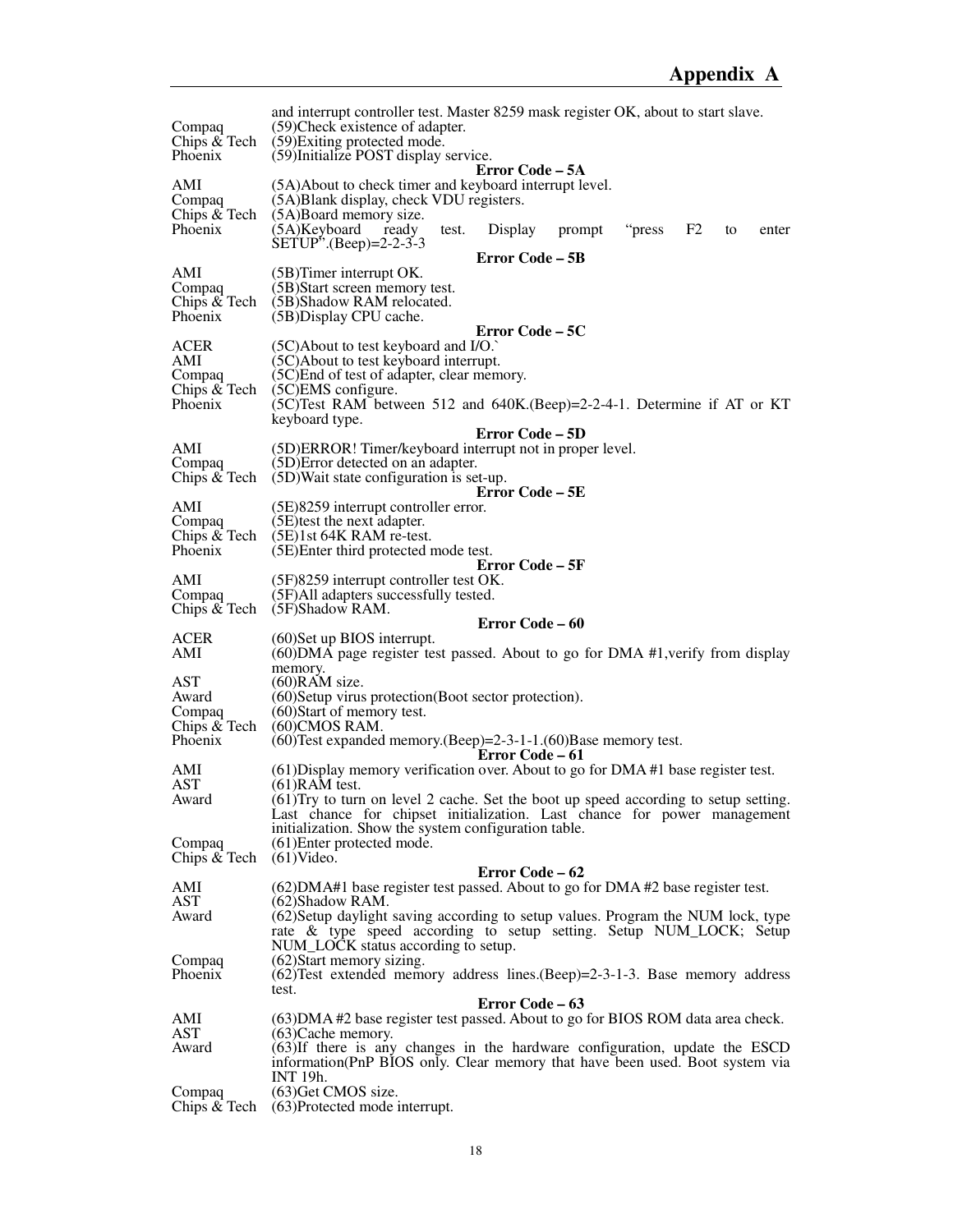| | |
|---|---|
| | and interrupt controller test. Master 8259 mask register OK, about to start slave. |
| Compaq | (59)Check existence of adapter. |
| Chips & Tech | (59)Exiting protected mode. |
| Phoenix | (59)Initialize POST display service. |

**Error Code – 5A**

| | |
|---|---|
| AMI | (5A)About to check timer and keyboard interrupt level. |
| Compaq | (5A)Blank display, check VDU registers. |
| Chips & Tech | (5A)Board memory size. |
| Phoenix | (5A)Keyboard ready test. Display prompt "press F2 to enter SETUP".(Beep)=2-2-3-3 |

**Error Code – 5B**

| | |
|---|---|
| AMI | (5B)Timer interrupt OK. |
| Compaq | (5B)Start screen memory test. |
| Chips & Tech | (5B)Shadow RAM relocated. |
| Phoenix | (5B)Display CPU cache. |

**Error Code – 5C**

| | |
|---|---|
| ACER | (5C)About to test keyboard and I/O.` |
| AMI | (5C)About to test keyboard interrupt. |
| Compaq | (5C)End of test of adapter, clear memory. |
| Chips & Tech | (5C)EMS configure. |
| Phoenix | (5C)Test RAM between 512 and 640K.(Beep)=2-2-4-1. Determine if AT or KT keyboard type. |

**Error Code – 5D**

| | |
|---|---|
| AMI | (5D)ERROR! Timer/keyboard interrupt not in proper level. |
| Compaq | (5D)Error detected on an adapter. |
| Chips & Tech | (5D)Wait state configuration is set-up. |

**Error Code – 5E**

| | |
|---|---|
| AMI | (5E)8259 interrupt controller error. |
| Compaq | (5E)test the next adapter. |
| Chips & Tech | (5E)1st 64K RAM re-test. |
| Phoenix | (5E)Enter third protected mode test. |

**Error Code – 5F**

| | |
|---|---|
| AMI | (5F)8259 interrupt controller test OK. |
| Compaq | (5F)All adapters successfully tested. |
| Chips & Tech | (5F)Shadow RAM. |

**Error Code – 60**

| | |
|---|---|
| ACER | (60)Set up BIOS interrupt. |
| AMI | (60)DMA page register test passed. About to go for DMA #1,verify from display memory. |
| AST | (60)RAM size. |
| Award | (60)Setup virus protection(Boot sector protection). |
| Compaq | (60)Start of memory test. |
| Chips & Tech | (60)CMOS RAM. |
| Phoenix | (60)Test expanded memory.(Beep)=2-3-1-1.(60)Base memory test. |

**Error Code – 61**

| | |
|---|---|
| AMI | (61)Display memory verification over. About to go for DMA #1 base register test. |
| AST | (61)RAM test. |
| Award | (61)Try to turn on level 2 cache. Set the boot up speed according to setup setting. Last chance for chipset initialization. Last chance for power management initialization. Show the system configuration table. |
| Compaq | (61)Enter protected mode. |
| Chips & Tech | (61)Video. |

**Error Code – 62**

| | |
|---|---|
| AMI | (62)DMA#1 base register test passed. About to go for DMA #2 base register test. |
| AST | (62)Shadow RAM. |
| Award | (62)Setup daylight saving according to setup values. Program the NUM lock, type rate & type speed according to setup setting. Setup NUM_LOCK; Setup NUM_LOCK status according to setup. |
| Compaq | (62)Start memory sizing. |
| Phoenix | (62)Test extended memory address lines.(Beep)=2-3-1-3. Base memory address test. |

**Error Code – 63**

| | |
|---|---|
| AMI | (63)DMA #2 base register test passed. About to go for BIOS ROM data area check. |
| AST | (63)Cache memory. |
| Award | (63)If there is any changes in the hardware configuration, update the ESCD information(PnP BIOS only. Clear memory that have been used. Boot system via INT 19h. |
| Compaq | (63)Get CMOS size. |
| Chips & Tech | (63)Protected mode interrupt. |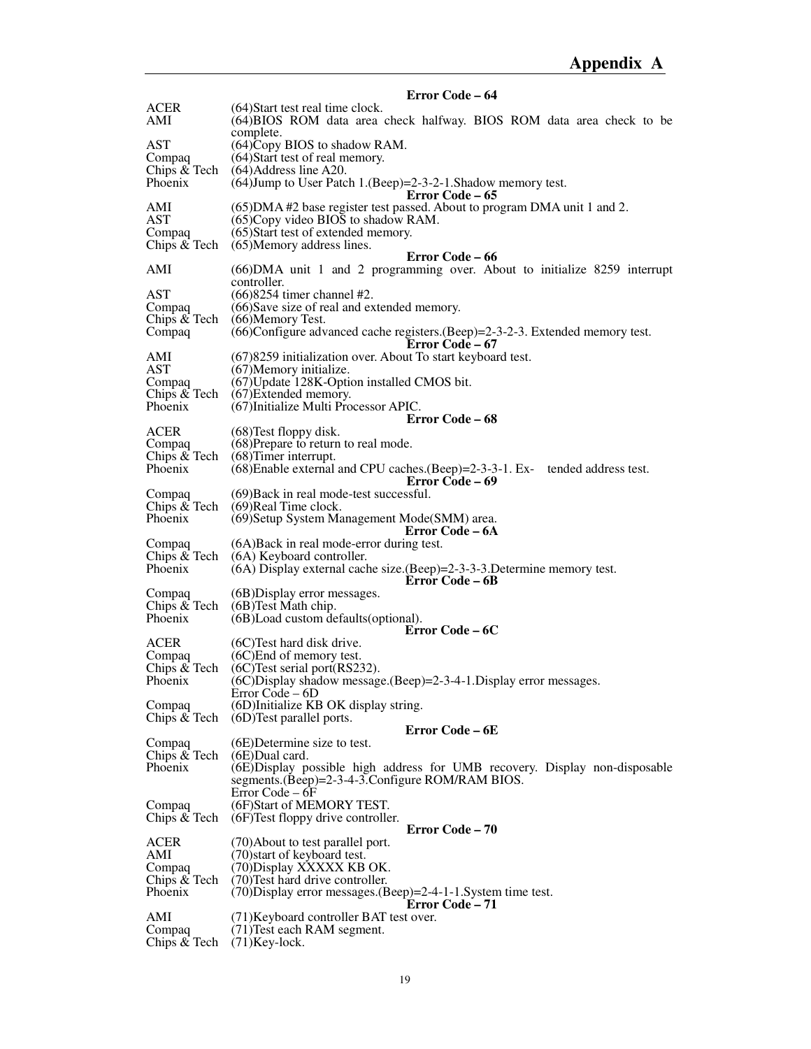**Error Code – 64**

| | |
|---|---|
| ACER | (64)Start test real time clock. |
| AMI | (64)BIOS ROM data area check halfway. BIOS ROM data area check to be complete. |
| AST | (64)Copy BIOS to shadow RAM. |
| Compaq | (64)Start test of real memory. |
| Chips & Tech | (64)Address line A20. |
| Phoenix | (64)Jump to User Patch 1.(Beep)=2-3-2-1.Shadow memory test. |

**Error Code – 65**

| | |
|---|---|
| AMI | (65)DMA #2 base register test passed. About to program DMA unit 1 and 2. |
| AST | (65)Copy video BIOS to shadow RAM. |
| Compaq | (65)Start test of extended memory. |
| Chips & Tech | (65)Memory address lines. |

**Error Code – 66**

| | |
|---|---|
| AMI | (66)DMA unit 1 and 2 programming over. About to initialize 8259 interrupt controller. |
| AST | (66)8254 timer channel #2. |
| Compaq | (66)Save size of real and extended memory. |
| Chips & Tech | (66)Memory Test. |
| Compaq | (66)Configure advanced cache registers.(Beep)=2-3-2-3. Extended memory test. |

**Error Code – 67**

| | |
|---|---|
| AMI | (67)8259 initialization over. About To start keyboard test. |
| AST | (67)Memory initialize. |
| Compaq | (67)Update 128K-Option installed CMOS bit. |
| Chips & Tech | (67)Extended memory. |
| Phoenix | (67)Initialize Multi Processor APIC. |

**Error Code – 68**

| | |
|---|---|
| ACER | (68)Test floppy disk. |
| Compaq | (68)Prepare to return to real mode. |
| Chips & Tech | (68)Timer interrupt. |
| Phoenix | (68)Enable external and CPU caches.(Beep)=2-3-3-1. Ex- tended address test. |

**Error Code – 69**

| | |
|---|---|
| Compaq | (69)Back in real mode-test successful. |
| Chips & Tech | (69)Real Time clock. |
| Phoenix | (69)Setup System Management Mode(SMM) area. |

**Error Code – 6A**

| | |
|---|---|
| Compaq | (6A)Back in real mode-error during test. |
| Chips & Tech | (6A) Keyboard controller. |
| Phoenix | (6A) Display external cache size.(Beep)=2-3-3-3.Determine memory test. |

**Error Code – 6B**

| | |
|---|---|
| Compaq | (6B)Display error messages. |
| Chips & Tech | (6B)Test Math chip. |
| Phoenix | (6B)Load custom defaults(optional). |

**Error Code – 6C**

| | |
|---|---|
| ACER | (6C)Test hard disk drive. |
| Compaq | (6C)End of memory test. |
| Chips & Tech | (6C)Test serial port(RS232). |
| Phoenix | (6C)Display shadow message.(Beep)=2-3-4-1.Display error messages. |

Error Code – 6D

| | |
|---|---|
| Compaq | (6D)Initialize KB OK display string. |
| Chips & Tech | (6D)Test parallel ports. |

**Error Code – 6E**

| | |
|---|---|
| Compaq | (6E)Determine size to test. |
| Chips & Tech | (6E)Dual card. |
| Phoenix | (6E)Display possible high address for UMB recovery. Display non-disposable segments.(Beep)=2-3-4-3.Configure ROM/RAM BIOS. |

Error Code – 6F

| | |
|---|---|
| Compaq | (6F)Start of MEMORY TEST. |
| Chips & Tech | (6F)Test floppy drive controller. |

**Error Code – 70**

| | |
|---|---|
| ACER | (70)About to test parallel port. |
| AMI | (70)start of keyboard test. |
| Compaq | (70)Display XXXXX KB OK. |
| Chips & Tech | (70)Test hard drive controller. |
| Phoenix | (70)Display error messages.(Beep)=2-4-1-1.System time test. |

**Error Code – 71**

| | |
|---|---|
| AMI | (71)Keyboard controller BAT test over. |
| Compaq | (71)Test each RAM segment. |
| Chips & Tech | (71)Key-lock. |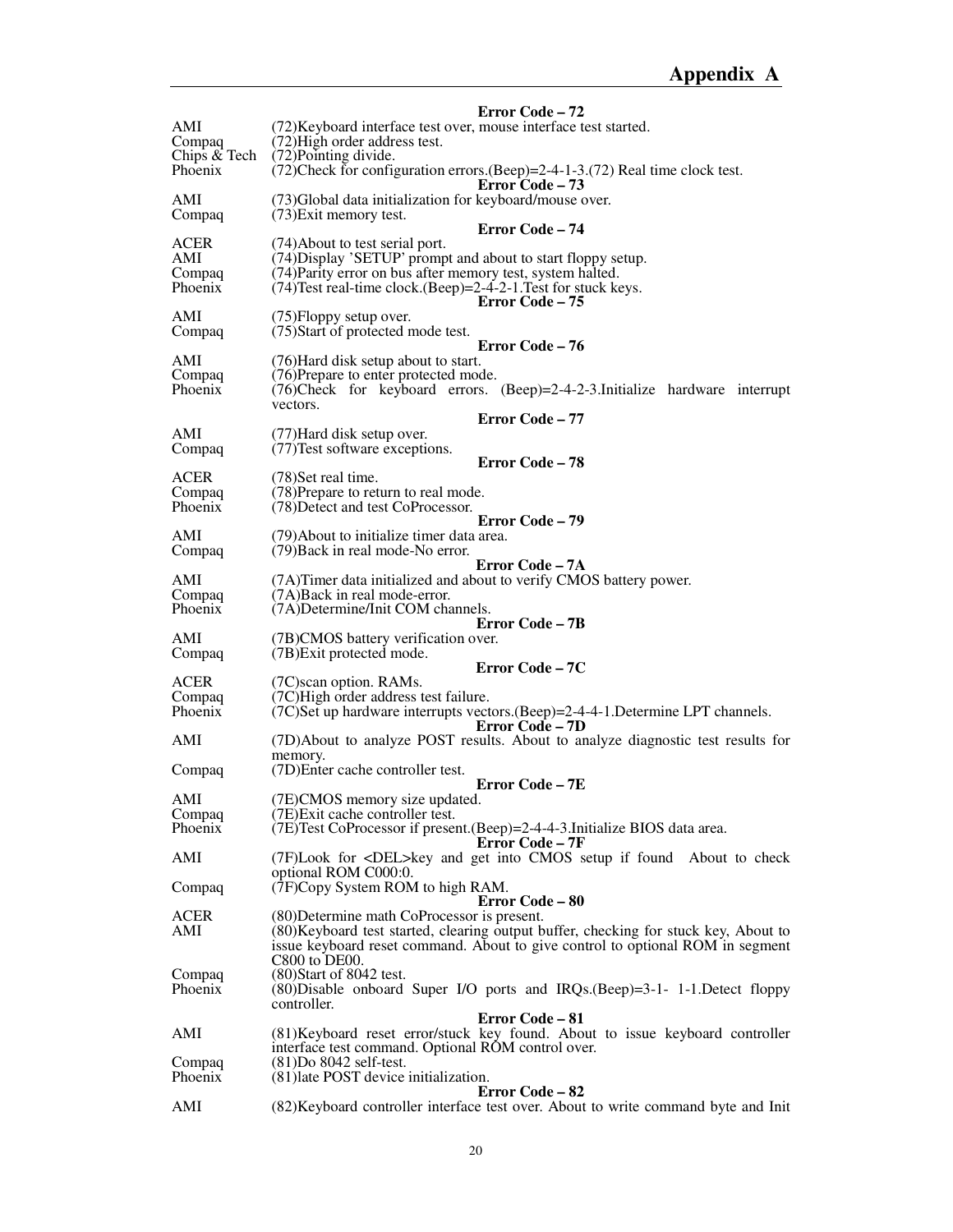**Error Code – 72**

| | |
|---|---|
| AMI | (72)Keyboard interface test over, mouse interface test started. |
| Compaq | (72)High order address test. |
| Chips & Tech | (72)Pointing divide. |
| Phoenix | (72)Check for configuration errors.(Beep)=2-4-1-3.(72) Real time clock test. |

**Error Code – 73**

| | |
|---|---|
| AMI | (73)Global data initialization for keyboard/mouse over. |
| Compaq | (73)Exit memory test. |

**Error Code – 74**

| | |
|---|---|
| ACER | (74)About to test serial port. |
| AMI | (74)Display 'SETUP' prompt and about to start floppy setup. |
| Compaq | (74)Parity error on bus after memory test, system halted. |
| Phoenix | (74)Test real-time clock.(Beep)=2-4-2-1.Test for stuck keys. |

**Error Code – 75**

| | |
|---|---|
| AMI | (75)Floppy setup over. |
| Compaq | (75)Start of protected mode test. |

**Error Code – 76**

| | |
|---|---|
| AMI | (76)Hard disk setup about to start. |
| Compaq | (76)Prepare to enter protected mode. |
| Phoenix | (76)Check for keyboard errors. (Beep)=2-4-2-3.Initialize hardware interrupt vectors. |

**Error Code – 77**

| | |
|---|---|
| AMI | (77)Hard disk setup over. |
| Compaq | (77)Test software exceptions. |

**Error Code – 78**

| | |
|---|---|
| ACER | (78)Set real time. |
| Compaq | (78)Prepare to return to real mode. |
| Phoenix | (78)Detect and test CoProcessor. |

**Error Code – 79**

| | |
|---|---|
| AMI | (79)About to initialize timer data area. |
| Compaq | (79)Back in real mode-No error. |

**Error Code – 7A**

| | |
|---|---|
| AMI | (7A)Timer data initialized and about to verify CMOS battery power. |
| Compaq | (7A)Back in real mode-error. |
| Phoenix | (7A)Determine/Init COM channels. |

**Error Code – 7B**

| | |
|---|---|
| AMI | (7B)CMOS battery verification over. |
| Compaq | (7B)Exit protected mode. |

**Error Code – 7C**

| | |
|---|---|
| ACER | (7C)scan option. RAMs. |
| Compaq | (7C)High order address test failure. |
| Phoenix | (7C)Set up hardware interrupts vectors.(Beep)=2-4-4-1.Determine LPT channels. |

**Error Code – 7D**

| | |
|---|---|
| AMI | (7D)About to analyze POST results. About to analyze diagnostic test results for memory. |
| Compaq | (7D)Enter cache controller test. |

**Error Code – 7E**

| | |
|---|---|
| AMI | (7E)CMOS memory size updated. |
| Compaq | (7E)Exit cache controller test. |
| Phoenix | (7E)Test CoProcessor if present.(Beep)=2-4-4-3.Initialize BIOS data area. |

**Error Code – 7F**

| | |
|---|---|
| AMI | (7F)Look for <DEL>key and get into CMOS setup if found About to check optional ROM C000:0. |
| Compaq | (7F)Copy System ROM to high RAM. |

**Error Code – 80**

| | |
|---|---|
| ACER | (80)Determine math CoProcessor is present. |
| AMI | (80)Keyboard test started, clearing output buffer, checking for stuck key, About to issue keyboard reset command. About to give control to optional ROM in segment C800 to DE00. |
| Compaq | (80)Start of 8042 test. |
| Phoenix | (80)Disable onboard Super I/O ports and IRQs.(Beep)=3-1- 1-1.Detect floppy controller. |

**Error Code – 81**

| | |
|---|---|
| AMI | (81)Keyboard reset error/stuck key found. About to issue keyboard controller interface test command. Optional ROM control over. |
| Compaq | (81)Do 8042 self-test. |
| Phoenix | (81)late POST device initialization. |

**Error Code – 82**

| | |
|---|---|
| AMI | (82)Keyboard controller interface test over. About to write command byte and Init |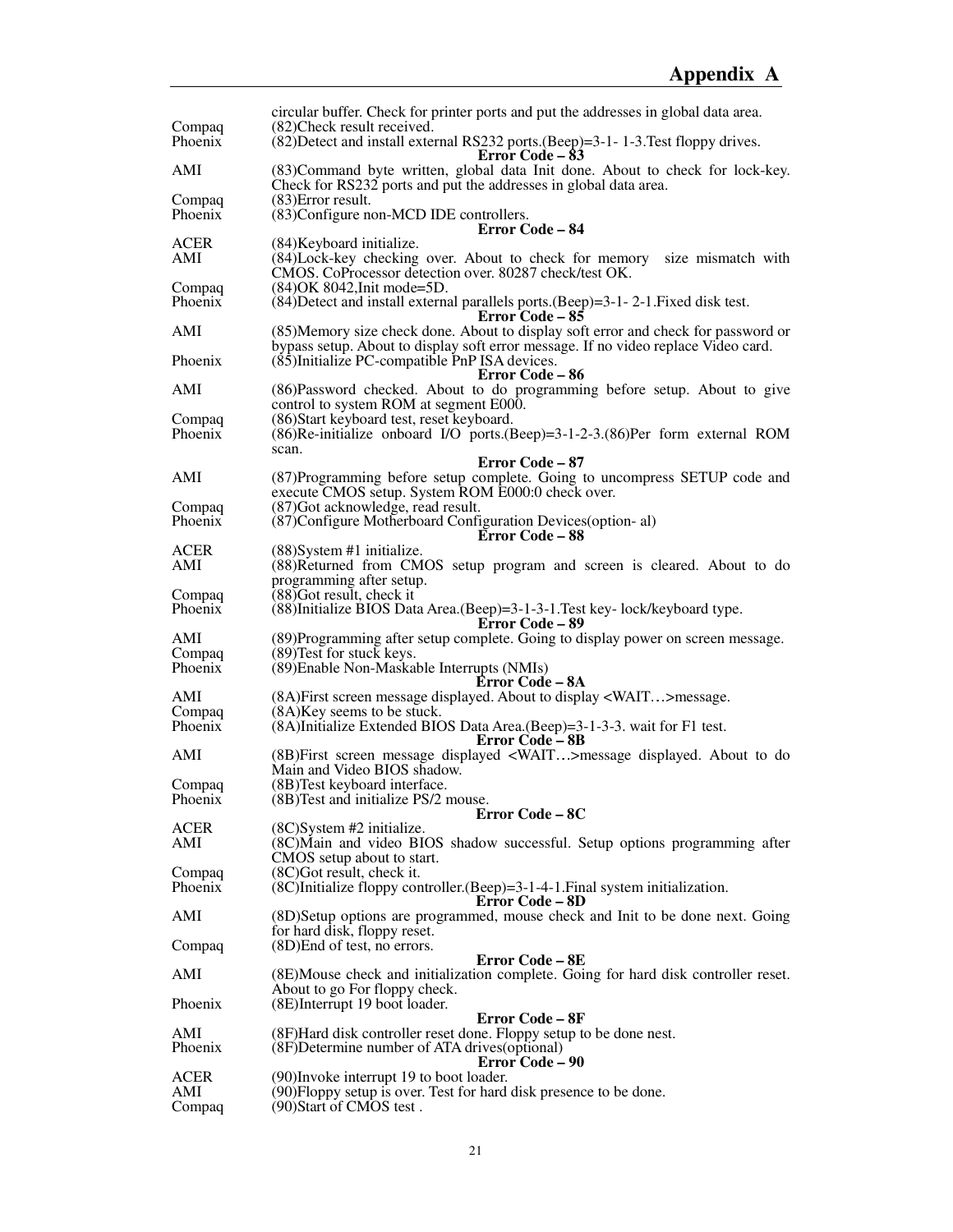| | circular buffer. Check for printer ports and put the addresses in global data area. |
|---|---|
| Compaq | (82)Check result received. |
| Phoenix | (82)Detect and install external RS232 ports.(Beep)=3-1- 1-3.Test floppy drives. |

**Error Code – 83**

| | |
|---|---|
| AMI | (83)Command byte written, global data Init done. About to check for lock-key. Check for RS232 ports and put the addresses in global data area. |
| Compaq | (83)Error result. |
| Phoenix | (83)Configure non-MCD IDE controllers. |

**Error Code – 84**

| | |
|---|---|
| ACER | (84)Keyboard initialize. |
| AMI | (84)Lock-key checking over. About to check for memory size mismatch with CMOS. CoProcessor detection over. 80287 check/test OK. |
| Compaq | (84)OK 8042,Init mode=5D. |
| Phoenix | (84)Detect and install external parallels ports.(Beep)=3-1- 2-1.Fixed disk test. |

**Error Code – 85**

| | |
|---|---|
| AMI | (85)Memory size check done. About to display soft error and check for password or bypass setup. About to display soft error message. If no video replace Video card. |
| Phoenix | (85)Initialize PC-compatible PnP ISA devices. |

**Error Code – 86**

| | |
|---|---|
| AMI | (86)Password checked. About to do programming before setup. About to give control to system ROM at segment E000. |
| Compaq | (86)Start keyboard test, reset keyboard. |
| Phoenix | (86)Re-initialize onboard I/O ports.(Beep)=3-1-2-3.(86)Per form external ROM scan. |

**Error Code – 87**

| | |
|---|---|
| AMI | (87)Programming before setup complete. Going to uncompress SETUP code and execute CMOS setup. System ROM E000:0 check over. |
| Compaq | (87)Got acknowledge, read result. |
| Phoenix | (87)Configure Motherboard Configuration Devices(option- al) |

**Error Code – 88**

| | |
|---|---|
| ACER | (88)System #1 initialize. |
| AMI | (88)Returned from CMOS setup program and screen is cleared. About to do programming after setup. |
| Compaq | (88)Got result, check it |
| Phoenix | (88)Initialize BIOS Data Area.(Beep)=3-1-3-1.Test key- lock/keyboard type. |

**Error Code – 89**

| | |
|---|---|
| AMI | (89)Programming after setup complete. Going to display power on screen message. |
| Compaq | (89)Test for stuck keys. |
| Phoenix | (89)Enable Non-Maskable Interrupts (NMIs) |

**Error Code – 8A**

| | |
|---|---|
| AMI | (8A)First screen message displayed. About to display <WAIT…>message. |
| Compaq | (8A)Key seems to be stuck. |
| Phoenix | (8A)Initialize Extended BIOS Data Area.(Beep)=3-1-3-3. wait for F1 test. |

**Error Code – 8B**

| | |
|---|---|
| AMI | (8B)First screen message displayed <WAIT…>message displayed. About to do Main and Video BIOS shadow. |
| Compaq | (8B)Test keyboard interface. |
| Phoenix | (8B)Test and initialize PS/2 mouse. |

**Error Code – 8C**

| | |
|---|---|
| ACER | (8C)System #2 initialize. |
| AMI | (8C)Main and video BIOS shadow successful. Setup options programming after CMOS setup about to start. |
| Compaq | (8C)Got result, check it. |
| Phoenix | (8C)Initialize floppy controller.(Beep)=3-1-4-1.Final system initialization. |

**Error Code – 8D**

| | |
|---|---|
| AMI | (8D)Setup options are programmed, mouse check and Init to be done next. Going for hard disk, floppy reset. |
| Compaq | (8D)End of test, no errors. |

**Error Code – 8E**

| | |
|---|---|
| AMI | (8E)Mouse check and initialization complete. Going for hard disk controller reset. About to go For floppy check. |
| Phoenix | (8E)Interrupt 19 boot loader. |

**Error Code – 8F**

| | |
|---|---|
| AMI | (8F)Hard disk controller reset done. Floppy setup to be done nest. |
| Phoenix | (8F)Determine number of ATA drives(optional) |

**Error Code – 90**

| | |
|---|---|
| ACER | (90)Invoke interrupt 19 to boot loader. |
| AMI | (90)Floppy setup is over. Test for hard disk presence to be done. |
| Compaq | (90)Start of CMOS test . |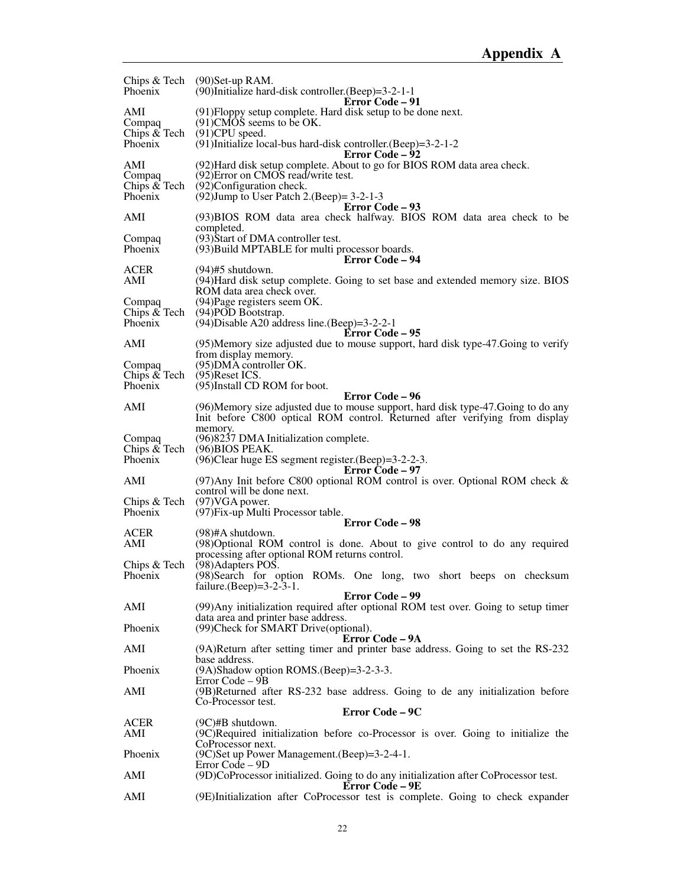| | |
|---|---|
| Chips & Tech | (90)Set-up RAM. |
| Phoenix | (90)Initialize hard-disk controller.(Beep)=3-2-1-1 |
| | **Error Code – 91** |
| AMI | (91)Floppy setup complete. Hard disk setup to be done next. |
| Compaq | (91)CMOS seems to be OK. |
| Chips & Tech | (91)CPU speed. |
| Phoenix | (91)Initialize local-bus hard-disk controller.(Beep)=3-2-1-2 |
| | **Error Code – 92** |
| AMI | (92)Hard disk setup complete. About to go for BIOS ROM data area check. |
| Compaq | (92)Error on CMOS read/write test. |
| Chips & Tech | (92)Configuration check. |
| Phoenix | (92)Jump to User Patch 2.(Beep)= 3-2-1-3 |
| | **Error Code – 93** |
| AMI | (93)BIOS ROM data area check halfway. BIOS ROM data area check to be completed. |
| Compaq | (93)Start of DMA controller test. |
| Phoenix | (93)Build MPTABLE for multi processor boards. |
| | **Error Code – 94** |
| ACER | (94)#5 shutdown. |
| AMI | (94)Hard disk setup complete. Going to set base and extended memory size. BIOS ROM data area check over. |
| Compaq | (94)Page registers seem OK. |
| Chips & Tech | (94)POD Bootstrap. |
| Phoenix | (94)Disable A20 address line.(Beep)=3-2-2-1 |
| | **Error Code – 95** |
| AMI | (95)Memory size adjusted due to mouse support, hard disk type-47.Going to verify from display memory. |
| Compaq | (95)DMA controller OK. |
| Chips & Tech | (95)Reset ICS. |
| Phoenix | (95)Install CD ROM for boot. |
| | **Error Code – 96** |
| AMI | (96)Memory size adjusted due to mouse support, hard disk type-47.Going to do any Init before C800 optical ROM control. Returned after verifying from display memory. |
| Compaq | (96)8237 DMA Initialization complete. |
| Chips & Tech | (96)BIOS PEAK. |
| Phoenix | (96)Clear huge ES segment register.(Beep)=3-2-2-3. |
| | **Error Code – 97** |
| AMI | (97)Any Init before C800 optional ROM control is over. Optional ROM check & control will be done next. |
| Chips & Tech | (97)VGA power. |
| Phoenix | (97)Fix-up Multi Processor table. |
| | **Error Code – 98** |
| ACER | (98)#A shutdown. |
| AMI | (98)Optional ROM control is done. About to give control to do any required processing after optional ROM returns control. |
| Chips & Tech | (98)Adapters POS. |
| Phoenix | (98)Search for option ROMs. One long, two short beeps on checksum failure.(Beep)=3-2-3-1. |
| | **Error Code – 99** |
| AMI | (99)Any initialization required after optional ROM test over. Going to setup timer data area and printer base address. |
| Phoenix | (99)Check for SMART Drive(optional). |
| | **Error Code – 9A** |
| AMI | (9A)Return after setting timer and printer base address. Going to set the RS-232 base address. |
| Phoenix | (9A)Shadow option ROMS.(Beep)=3-2-3-3. |
| | Error Code – 9B |
| AMI | (9B)Returned after RS-232 base address. Going to de any initialization before Co-Processor test. |
| | **Error Code – 9C** |
| ACER | (9C)#B shutdown. |
| AMI | (9C)Required initialization before co-Processor is over. Going to initialize the CoProcessor next. |
| Phoenix | (9C)Set up Power Management.(Beep)=3-2-4-1. |
| | Error Code – 9D |
| AMI | (9D)CoProcessor initialized. Going to do any initialization after CoProcessor test. |
| | **Error Code – 9E** |
| AMI | (9E)Initialization after CoProcessor test is complete. Going to check expander |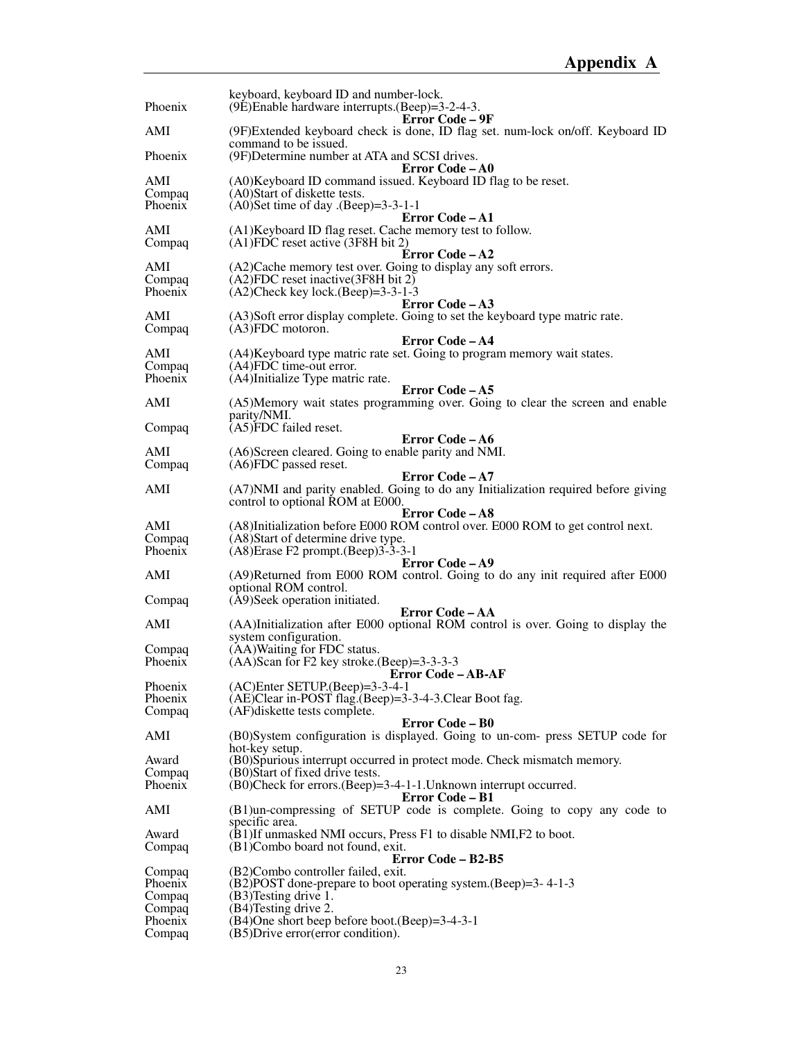| | |
|---|---|
| | keyboard, keyboard ID and number-lock. |
| Phoenix | (9E)Enable hardware interrupts.(Beep)=3-2-4-3. |

**Error Code – 9F**

| | |
|---|---|
| AMI | (9F)Extended keyboard check is done, ID flag set. num-lock on/off. Keyboard ID command to be issued. |
| Phoenix | (9F)Determine number at ATA and SCSI drives. |

**Error Code – A0**

| | |
|---|---|
| AMI | (A0)Keyboard ID command issued. Keyboard ID flag to be reset. |
| Compaq | (A0)Start of diskette tests. |
| Phoenix | (A0)Set time of day .(Beep)=3-3-1-1 |

**Error Code – A1**

| | |
|---|---|
| AMI | (A1)Keyboard ID flag reset. Cache memory test to follow. |
| Compaq | (A1)FDC reset active (3F8H bit 2) |

**Error Code – A2**

| | |
|---|---|
| AMI | (A2)Cache memory test over. Going to display any soft errors. |
| Compaq | (A2)FDC reset inactive(3F8H bit 2) |
| Phoenix | (A2)Check key lock.(Beep)=3-3-1-3 |

**Error Code – A3**

| | |
|---|---|
| AMI | (A3)Soft error display complete. Going to set the keyboard type matric rate. |
| Compaq | (A3)FDC motoron. |

**Error Code – A4**

| | |
|---|---|
| AMI | (A4)Keyboard type matric rate set. Going to program memory wait states. |
| Compaq | (A4)FDC time-out error. |
| Phoenix | (A4)Initialize Type matric rate. |

**Error Code – A5**

| | |
|---|---|
| AMI | (A5)Memory wait states programming over. Going to clear the screen and enable parity/NMI. |
| Compaq | (A5)FDC failed reset. |

**Error Code – A6**

| | |
|---|---|
| AMI | (A6)Screen cleared. Going to enable parity and NMI. |
| Compaq | (A6)FDC passed reset. |

**Error Code – A7**

| | |
|---|---|
| AMI | (A7)NMI and parity enabled. Going to do any Initialization required before giving control to optional ROM at E000. |

**Error Code – A8**

| | |
|---|---|
| AMI | (A8)Initialization before E000 ROM control over. E000 ROM to get control next. |
| Compaq | (A8)Start of determine drive type. |
| Phoenix | (A8)Erase F2 prompt.(Beep)3-3-3-1 |

**Error Code – A9**

| | |
|---|---|
| AMI | (A9)Returned from E000 ROM control. Going to do any init required after E000 optional ROM control. |
| Compaq | (A9)Seek operation initiated. |

**Error Code – AA**

| | |
|---|---|
| AMI | (AA)Initialization after E000 optional ROM control is over. Going to display the system configuration. |
| Compaq | (AA)Waiting for FDC status. |
| Phoenix | (AA)Scan for F2 key stroke.(Beep)=3-3-3-3 |

**Error Code – AB-AF**

| | |
|---|---|
| Phoenix | (AC)Enter SETUP.(Beep)=3-3-4-1 |
| Phoenix | (AE)Clear in-POST flag.(Beep)=3-3-4-3.Clear Boot fag. |
| Compaq | (AF)diskette tests complete. |

**Error Code – B0**

| | |
|---|---|
| AMI | (B0)System configuration is displayed. Going to un-com- press SETUP code for hot-key setup. |
| Award | (B0)Spurious interrupt occurred in protect mode. Check mismatch memory. |
| Compaq | (B0)Start of fixed drive tests. |
| Phoenix | (B0)Check for errors.(Beep)=3-4-1-1.Unknown interrupt occurred. |

**Error Code – B1**

| | |
|---|---|
| AMI | (B1)un-compressing of SETUP code is complete. Going to copy any code to specific area. |
| Award | (B1)If unmasked NMI occurs, Press F1 to disable NMI,F2 to boot. |
| Compaq | (B1)Combo board not found, exit. |

**Error Code – B2-B5**

| | |
|---|---|
| Compaq | (B2)Combo controller failed, exit. |
| Phoenix | (B2)POST done-prepare to boot operating system.(Beep)=3- 4-1-3 |
| Compaq | (B3)Testing drive 1. |
| Compaq | (B4)Testing drive 2. |
| Phoenix | (B4)One short beep before boot.(Beep)=3-4-3-1 |
| Compaq | (B5)Drive error(error condition). |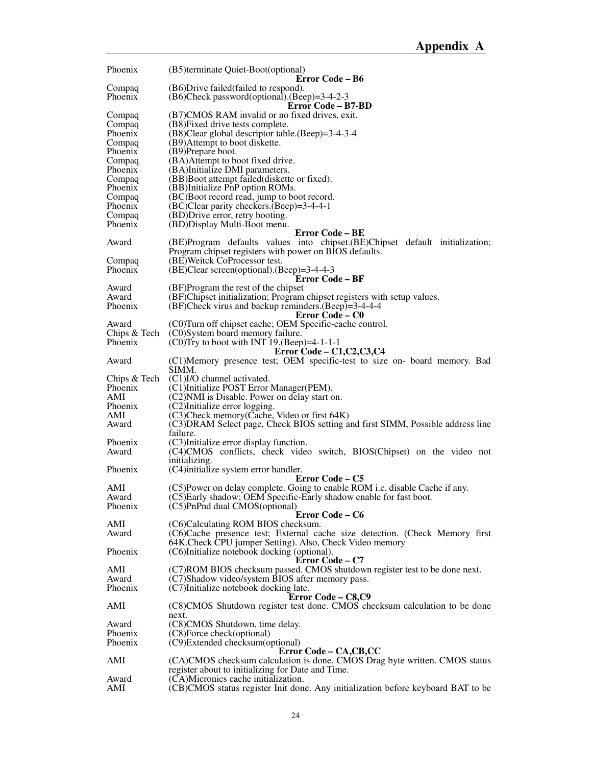| | |
|---|---|
| Phoenix | (B5)terminate Quiet-Boot(optional) |

**Error Code – B6**

| | |
|---|---|
| Compaq | (B6)Drive failed(failed to respond). |
| Phoenix | (B6)Check password(optional).(Beep)=3-4-2-3 |

**Error Code – B7-BD**

| | |
|---|---|
| Compaq | (B7)CMOS RAM invalid or no fixed drives, exit. |
| Compaq | (B8)Fixed drive tests complete. |
| Phoenix | (B8)Clear global descriptor table.(Beep)=3-4-3-4 |
| Compaq | (B9)Attempt to boot diskette. |
| Phoenix | (B9)Prepare boot. |
| Compaq | (BA)Attempt to boot fixed drive. |
| Phoenix | (BA)Initialize DMI parameters. |
| Compaq | (BB)Boot attempt failed(diskette or fixed). |
| Phoenix | (BB)Initialize PnP option ROMs. |
| Compaq | (BC)Boot record read, jump to boot record. |
| Phoenix | (BC)Clear parity checkers.(Beep)=3-4-4-1 |
| Compaq | (BD)Drive error, retry booting. |
| Phoenix | (BD)Display Multi-Boot menu. |

**Error Code – BE**

| | |
|---|---|
| Award | (BE)Program defaults values into chipset.(BE)Chipset default initialization; Program chipset registers with power on BIOS defaults. |
| Compaq | (BE)Weitck CoProcessor test. |
| Phoenix | (BE)Clear screen(optional).(Beep)=3-4-4-3 |

**Error Code – BF**

| | |
|---|---|
| Award | (BF)Program the rest of the chipset |
| Award | (BF)Chipset initialization; Program chipset registers with setup values. |
| Phoenix | (BF)Check virus and backup reminders.(Beep)=3-4-4-4 |

**Error Code – C0**

| | |
|---|---|
| Award | (C0)Turn off chipset cache; OEM Specific-cache control. |
| Chips & Tech | (C0)System board memory failure. |
| Phoenix | (C0)Try to boot with INT 19.(Beep)=4-1-1-1 |

**Error Code – C1,C2,C3,C4**

| | |
|---|---|
| Award | (C1)Memory presence test; OEM specific-test to size on- board memory. Bad SIMM. |
| Chips & Tech | (C1)I/O channel activated. |
| Phoenix | (C1)Initialize POST Error Manager(PEM). |
| AMI | (C2)NMI is Disable. Power on delay start on. |
| Phoenix | (C2)Initialize error logging. |
| AMI | (C3)Check memory(Cache, Video or first 64K) |
| Award | (C3)DRAM Select page, Check BIOS setting and first SIMM, Possible address line failure. |
| Phoenix | (C3)Initialize error display function. |
| Award | (C4)CMOS conflicts, check video switch, BIOS(Chipset) on the video not initializing. |
| Phoenix | (C4)initialize system error handler. |

**Error Code – C5**

| | |
|---|---|
| AMI | (C5)Power on delay complete. Going to enable ROM i.c. disable Cache if any. |
| Award | (C5)Early shadow; OEM Specific-Early shadow enable for fast boot. |
| Phoenix | (C5)PnPnd dual CMOS(optional) |

**Error Code – C6**

| | |
|---|---|
| AMI | (C6)Calculating ROM BIOS checksum. |
| Award | (C6)Cache presence test; External cache size detection. (Check Memory first 64K.Check CPU jumper Setting). Also, Check Video memory |
| Phoenix | (C6)Initialize notebook docking (optional). |

**Error Code – C7**

| | |
|---|---|
| AMI | (C7)ROM BIOS checksum passed. CMOS shutdown register test to be done next. |
| Award | (C7)Shadow video/system BIOS after memory pass. |
| Phoenix | (C7)Initialize notebook docking late. |

**Error Code – C8,C9**

| | |
|---|---|
| AMI | (C8)CMOS Shutdown register test done. CMOS checksum calculation to be done next. |
| Award | (C8)CMOS Shutdown, time delay. |
| Phoenix | (C8)Force check(optional) |
| Phoenix | (C9)Extended checksum(optional) |

**Error Code – CA,CB,CC**

| | |
|---|---|
| AMI | (CA)CMOS checksum calculation is done, CMOS Drag byte written. CMOS status register about to initializing for Date and Time. |
| Award | (CA)Micronics cache initialization. |
| AMI | (CB)CMOS status register Init done. Any initialization before keyboard BAT to be |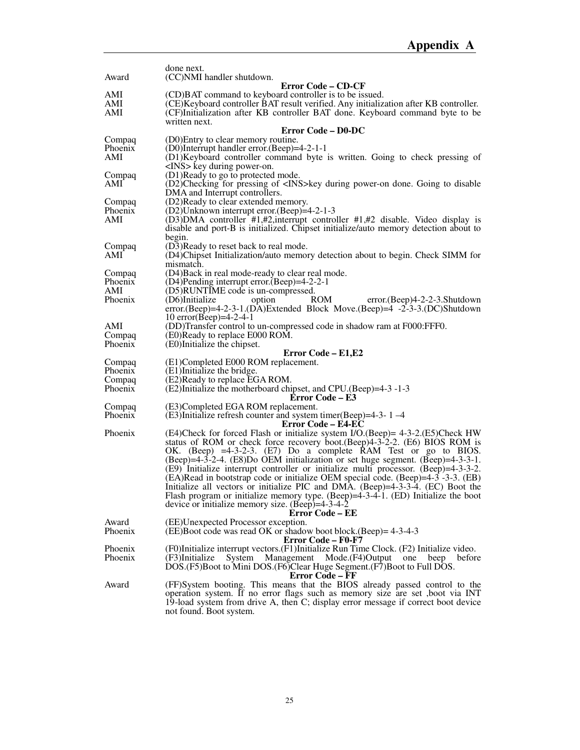| | |
|---|---|
| | done next. |
| Award | (CC)NMI handler shutdown. |
| | **Error Code – CD-CF** |
| AMI | (CD)BAT command to keyboard controller is to be issued. |
| AMI | (CE)Keyboard controller BAT result verified. Any initialization after KB controller. |
| AMI | (CF)Initialization after KB controller BAT done. Keyboard command byte to be written next. |
| | **Error Code – D0-DC** |
| Compaq | (D0)Entry to clear memory routine. |
| Phoenix | (D0)Interrupt handler error.(Beep)=4-2-1-1 |
| AMI | (D1)Keyboard controller command byte is written. Going to check pressing of <INS> key during power-on. |
| Compaq | (D1)Ready to go to protected mode. |
| AMI | (D2)Checking for pressing of <INS>key during power-on done. Going to disable DMA and Interrupt controllers. |
| Compaq | (D2)Ready to clear extended memory. |
| Phoenix | (D2)Unknown interrupt error.(Beep)=4-2-1-3 |
| AMI | (D3)DMA controller #1,#2,interrupt controller #1,#2 disable. Video display is disable and port-B is initialized. Chipset initialize/auto memory detection about to begin. |
| Compaq | (D3)Ready to reset back to real mode. |
| AMI | (D4)Chipset Initialization/auto memory detection about to begin. Check SIMM for mismatch. |
| Compaq | (D4)Back in real mode-ready to clear real mode. |
| Phoenix | (D4)Pending interrupt error.(Beep)=4-2-2-1 |
| AMI | (D5)RUNTIME code is un-compressed. |
| Phoenix | (D6)Initialize option ROM error.(Beep)4-2-2-3.Shutdown error.(Beep)=4-2-3-1.(DA)Extended Block Move.(Beep)=4 -2-3-3.(DC)Shutdown 10 error(Beep)=4-2-4-1 |
| AMI | (DD)Transfer control to un-compressed code in shadow ram at F000:FFF0. |
| Compaq | (E0)Ready to replace E000 ROM. |
| Phoenix | (E0)Initialize the chipset. |
| | **Error Code – E1,E2** |
| Compaq | (E1)Completed E000 ROM replacement. |
| Phoenix | (E1)Initialize the bridge. |
| Compaq | (E2)Ready to replace EGA ROM. |
| Phoenix | (E2)Initialize the motherboard chipset, and CPU.(Beep)=4-3 -1-3 |
| | **Error Code – E3** |
| Compaq | (E3)Completed EGA ROM replacement. |
| Phoenix | (E3)Initialize refresh counter and system timer(Beep)=4-3- 1 –4 |
| | **Error Code – E4-EC** |
| Phoenix | (E4)Check for forced Flash or initialize system I/O.(Beep)= 4-3-2.(E5)Check HW status of ROM or check force recovery boot.(Beep)4-3-2-2. (E6) BIOS ROM is OK. (Beep) =4-3-2-3. (E7) Do a complete RAM Test or go to BIOS. (Beep)=4-3-2-4. (E8)Do OEM initialization or set huge segment. (Beep)=4-3-3-1. (E9) Initialize interrupt controller or initialize multi processor. (Beep)=4-3-3-2. (EA)Read in bootstrap code or initialize OEM special code. (Beep)=4-3 -3-3. (EB) Initialize all vectors or initialize PIC and DMA. (Beep)=4-3-3-4. (EC) Boot the Flash program or initialize memory type. (Beep)=4-3-4-1. (ED) Initialize the boot device or initialize memory size. (Beep)=4-3-4-2 |
| | **Error Code – EE** |
| Award | (EE)Unexpected Processor exception. |
| Phoenix | (EE)Boot code was read OK or shadow boot block.(Beep)= 4-3-4-3 |
| | **Error Code – F0-F7** |
| Phoenix | (F0)Initialize interrupt vectors.(F1)Initialize Run Time Clock. (F2) Initialize video. |
| Phoenix | (F3)Initialize System Management Mode.(F4)Output one beep before DOS.(F5)Boot to Mini DOS.(F6)Clear Huge Segment.(F7)Boot to Full DOS. |
| | **Error Code – FF** |
| Award | (FF)System booting. This means that the BIOS already passed control to the operation system. If no error flags such as memory size are set ,boot via INT 19-load system from drive A, then C; display error message if correct boot device not found. Boot system. |